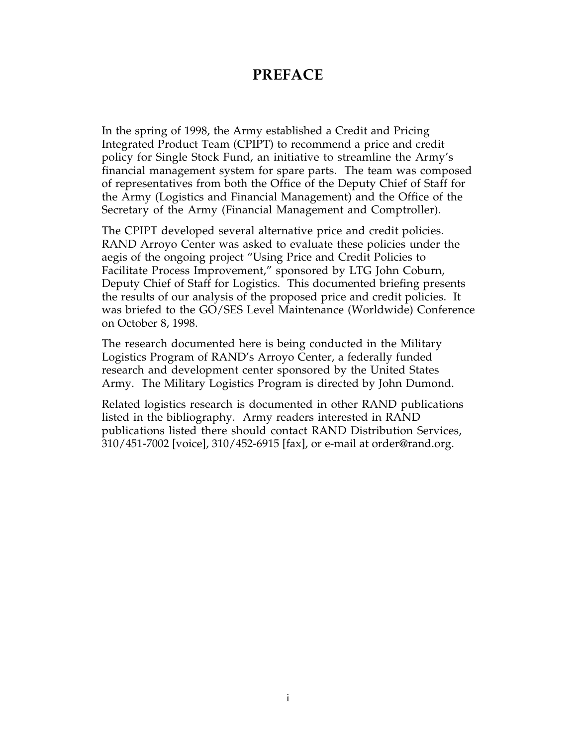# PREFACE

In the spring of 1998, the Army established a Credit and Pricing Integrated Product Team (CPIPT) to recommend a price and credit policy for Single Stock Fund, an initiative to streamline the Army's financial management system for spare parts. The team was composed of representatives from both the Office of the Deputy Chief of Staff for the Army (Logistics and Financial Management) and the Office of the Secretary of the Army (Financial Management and Comptroller).

The CPIPT developed several alternative price and credit policies. RAND Arroyo Center was asked to evaluate these policies under the aegis of the ongoing project "Using Price and Credit Policies to Facilitate Process Improvement," sponsored by LTG John Coburn, Deputy Chief of Staff for Logistics. This documented briefing presents the results of our analysis of the proposed price and credit policies. It was briefed to the GO/SES Level Maintenance (Worldwide) Conference on October 8, 1998.

The research documented here is being conducted in the Military Logistics Program of RAND's Arroyo Center, a federally funded research and development center sponsored by the United States Army. The Military Logistics Program is directed by John Dumond.

Related logistics research is documented in other RAND publications listed in the bibliography. Army readers interested in RAND publications listed there should contact RAND Distribution Services, 310/451-7002 [voice], 310/452-6915 [fax], or e-mail at order@rand.org.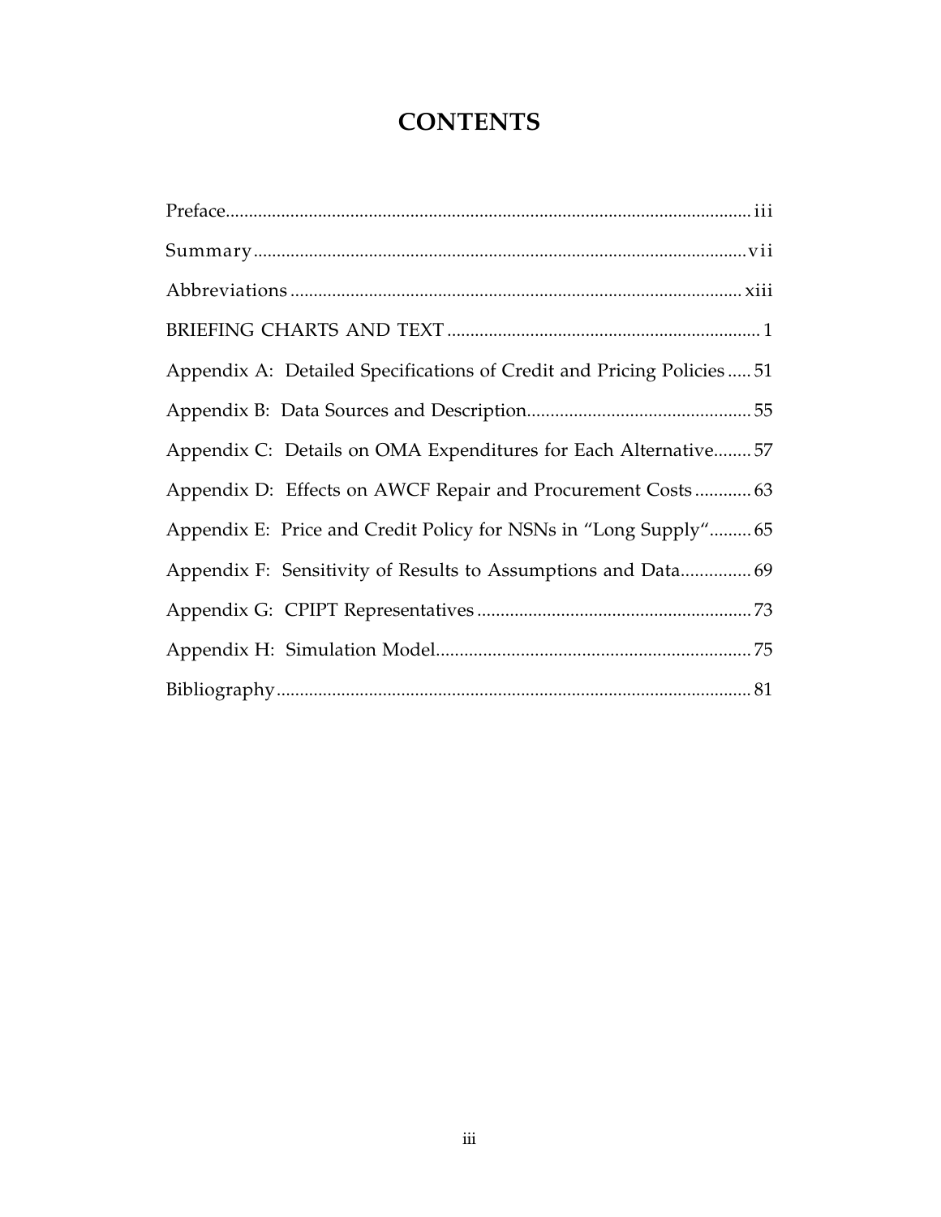# CONTENTS

Preface ........................................................ iii

Summary ........................................................ vii

Abbreviations ........................................................ xiii

BRIEFING CHARTS AND TEXT ........................................................ 1

Appendix A: Detailed Specifications of Credit and Pricing Policies ..... 51

Appendix B: Data Sources and Description ........................................................ 55

Appendix C: Details on OMA Expenditures for Each Alternative ........ 57

Appendix D: Effects on AWCF Repair and Procurement Costs ............ 63

Appendix E: Price and Credit Policy for NSNs in "Long Supply" ......... 65

Appendix F: Sensitivity of Results to Assumptions and Data ............... 69

Appendix G: CPIPT Representatives ........................................................ 73

Appendix H: Simulation Model ........................................................ 75

Bibliography ........................................................ 81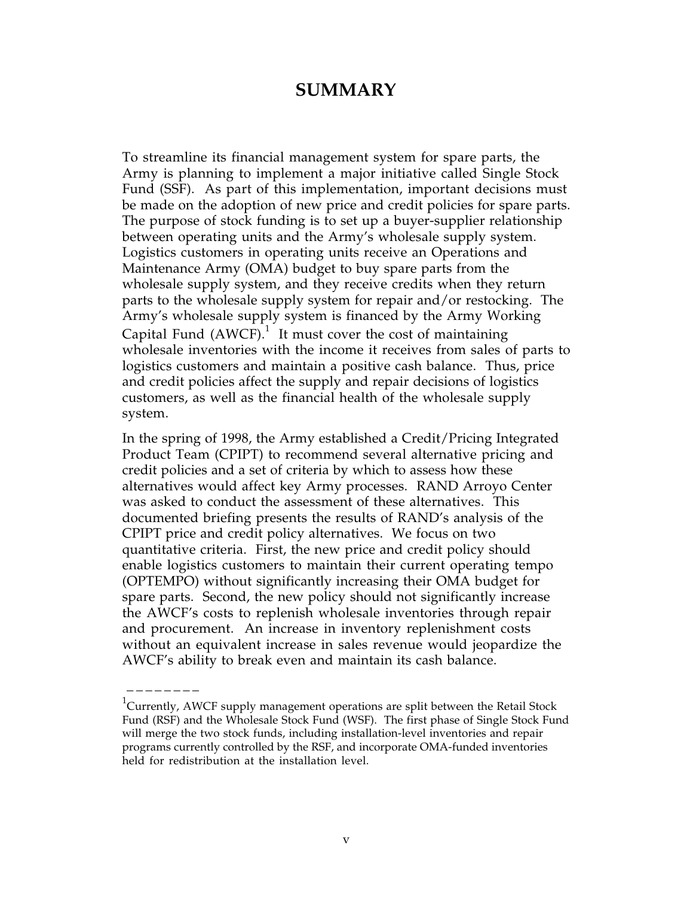# SUMMARY

To streamline its financial management system for spare parts, the Army is planning to implement a major initiative called Single Stock Fund (SSF). As part of this implementation, important decisions must be made on the adoption of new price and credit policies for spare parts. The purpose of stock funding is to set up a buyer-supplier relationship between operating units and the Army's wholesale supply system. Logistics customers in operating units receive an Operations and Maintenance Army (OMA) budget to buy spare parts from the wholesale supply system, and they receive credits when they return parts to the wholesale supply system for repair and/or restocking. The Army's wholesale supply system is financed by the Army Working Capital Fund (AWCF).[1] It must cover the cost of maintaining wholesale inventories with the income it receives from sales of parts to logistics customers and maintain a positive cash balance. Thus, price and credit policies affect the supply and repair decisions of logistics customers, as well as the financial health of the wholesale supply system.

In the spring of 1998, the Army established a Credit/Pricing Integrated Product Team (CPIPT) to recommend several alternative pricing and credit policies and a set of criteria by which to assess how these alternatives would affect key Army processes. RAND Arroyo Center was asked to conduct the assessment of these alternatives. This documented briefing presents the results of RAND's analysis of the CPIPT price and credit policy alternatives. We focus on two quantitative criteria. First, the new price and credit policy should enable logistics customers to maintain their current operating tempo (OPTEMPO) without significantly increasing their OMA budget for spare parts. Second, the new policy should not significantly increase the AWCF's costs to replenish wholesale inventories through repair and procurement. An increase in inventory replenishment costs without an equivalent increase in sales revenue would jeopardize the AWCF's ability to break even and maintain its cash balance.

---

[1] Currently, AWCF supply management operations are split between the Retail Stock Fund (RSF) and the Wholesale Stock Fund (WSF). The first phase of Single Stock Fund will merge the two stock funds, including installation-level inventories and repair programs currently controlled by the RSF, and incorporate OMA-funded inventories held for redistribution at the installation level.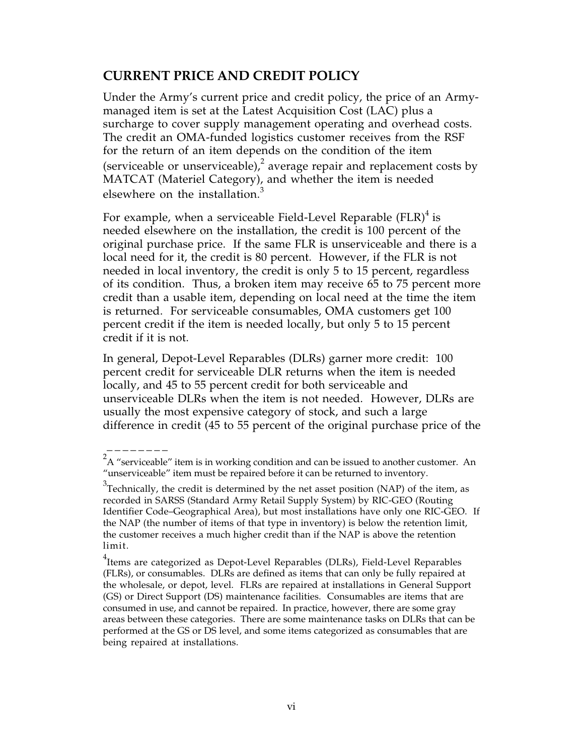## CURRENT PRICE AND CREDIT POLICY

Under the Army's current price and credit policy, the price of an Army-managed item is set at the Latest Acquisition Cost (LAC) plus a surcharge to cover supply management operating and overhead costs. The credit an OMA-funded logistics customer receives from the RSF for the return of an item depends on the condition of the item (serviceable or unserviceable),[2] average repair and replacement costs by MATCAT (Materiel Category), and whether the item is needed elsewhere on the installation.[3]

For example, when a serviceable Field-Level Reparable (FLR)[4] is needed elsewhere on the installation, the credit is 100 percent of the original purchase price. If the same FLR is unserviceable and there is a local need for it, the credit is 80 percent. However, if the FLR is not needed in local inventory, the credit is only 5 to 15 percent, regardless of its condition. Thus, a broken item may receive 65 to 75 percent more credit than a usable item, depending on local need at the time the item is returned. For serviceable consumables, OMA customers get 100 percent credit if the item is needed locally, but only 5 to 15 percent credit if it is not.

In general, Depot-Level Reparables (DLRs) garner more credit: 100 percent credit for serviceable DLR returns when the item is needed locally, and 45 to 55 percent credit for both serviceable and unserviceable DLRs when the item is not needed. However, DLRs are usually the most expensive category of stock, and such a large difference in credit (45 to 55 percent of the original purchase price of the

---

[2] A "serviceable" item is in working condition and can be issued to another customer. An "unserviceable" item must be repaired before it can be returned to inventory.

[3] Technically, the credit is determined by the net asset position (NAP) of the item, as recorded in SARSS (Standard Army Retail Supply System) by RIC-GEO (Routing Identifier Code–Geographical Area), but most installations have only one RIC-GEO. If the NAP (the number of items of that type in inventory) is below the retention limit, the customer receives a much higher credit than if the NAP is above the retention limit.

[4] Items are categorized as Depot-Level Reparables (DLRs), Field-Level Reparables (FLRs), or consumables. DLRs are defined as items that can only be fully repaired at the wholesale, or depot, level. FLRs are repaired at installations in General Support (GS) or Direct Support (DS) maintenance facilities. Consumables are items that are consumed in use, and cannot be repaired. In practice, however, there are some gray areas between these categories. There are some maintenance tasks on DLRs that can be performed at the GS or DS level, and some items categorized as consumables that are being repaired at installations.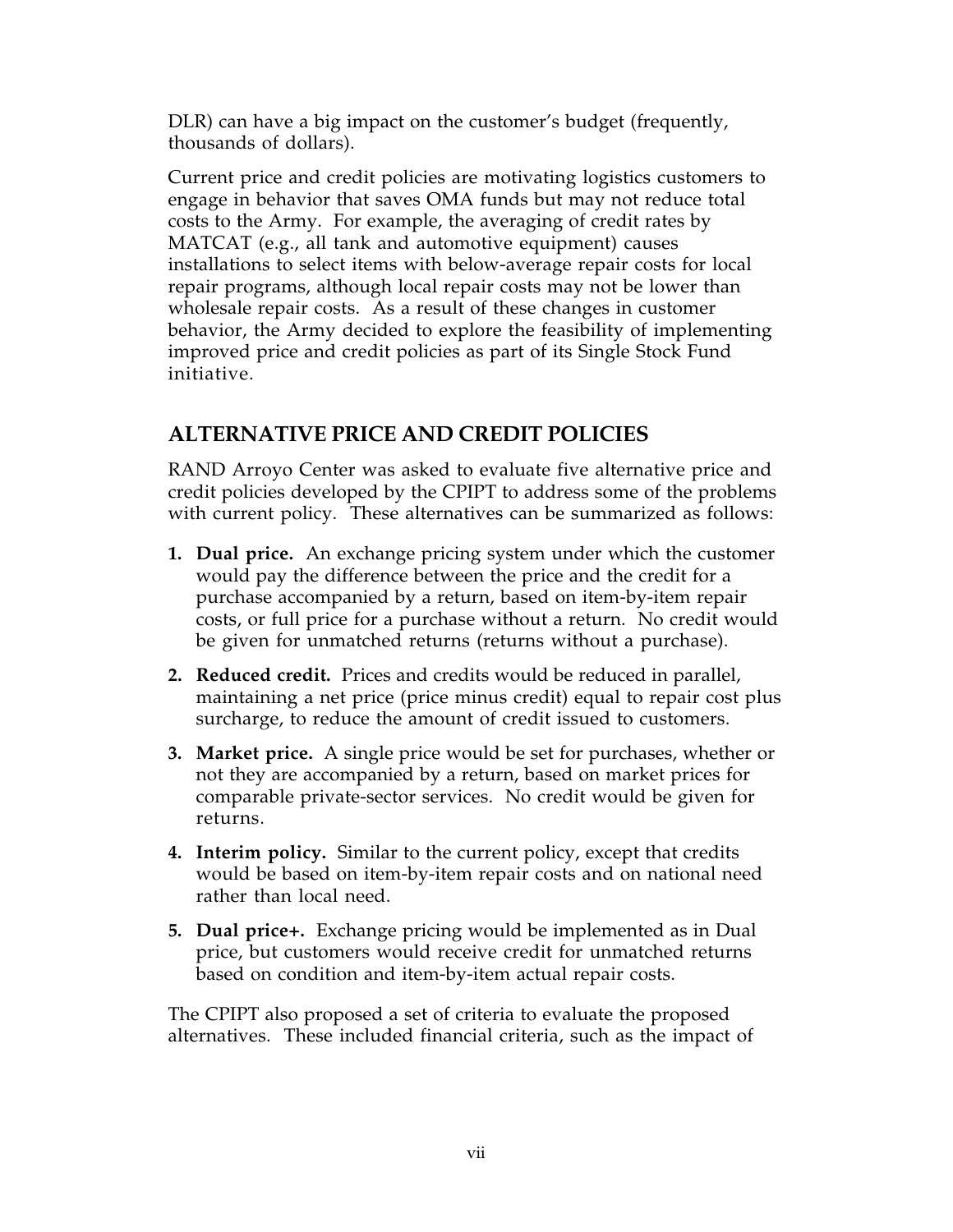DLR) can have a big impact on the customer's budget (frequently, thousands of dollars).

Current price and credit policies are motivating logistics customers to engage in behavior that saves OMA funds but may not reduce total costs to the Army. For example, the averaging of credit rates by MATCAT (e.g., all tank and automotive equipment) causes installations to select items with below-average repair costs for local repair programs, although local repair costs may not be lower than wholesale repair costs. As a result of these changes in customer behavior, the Army decided to explore the feasibility of implementing improved price and credit policies as part of its Single Stock Fund initiative.

## ALTERNATIVE PRICE AND CREDIT POLICIES

RAND Arroyo Center was asked to evaluate five alternative price and credit policies developed by the CPIPT to address some of the problems with current policy. These alternatives can be summarized as follows:

1. **Dual price.** An exchange pricing system under which the customer would pay the difference between the price and the credit for a purchase accompanied by a return, based on item-by-item repair costs, or full price for a purchase without a return. No credit would be given for unmatched returns (returns without a purchase).
2. **Reduced credit.** Prices and credits would be reduced in parallel, maintaining a net price (price minus credit) equal to repair cost plus surcharge, to reduce the amount of credit issued to customers.
3. **Market price.** A single price would be set for purchases, whether or not they are accompanied by a return, based on market prices for comparable private-sector services. No credit would be given for returns.
4. **Interim policy.** Similar to the current policy, except that credits would be based on item-by-item repair costs and on national need rather than local need.
5. **Dual price+.** Exchange pricing would be implemented as in Dual price, but customers would receive credit for unmatched returns based on condition and item-by-item actual repair costs.

The CPIPT also proposed a set of criteria to evaluate the proposed alternatives. These included financial criteria, such as the impact of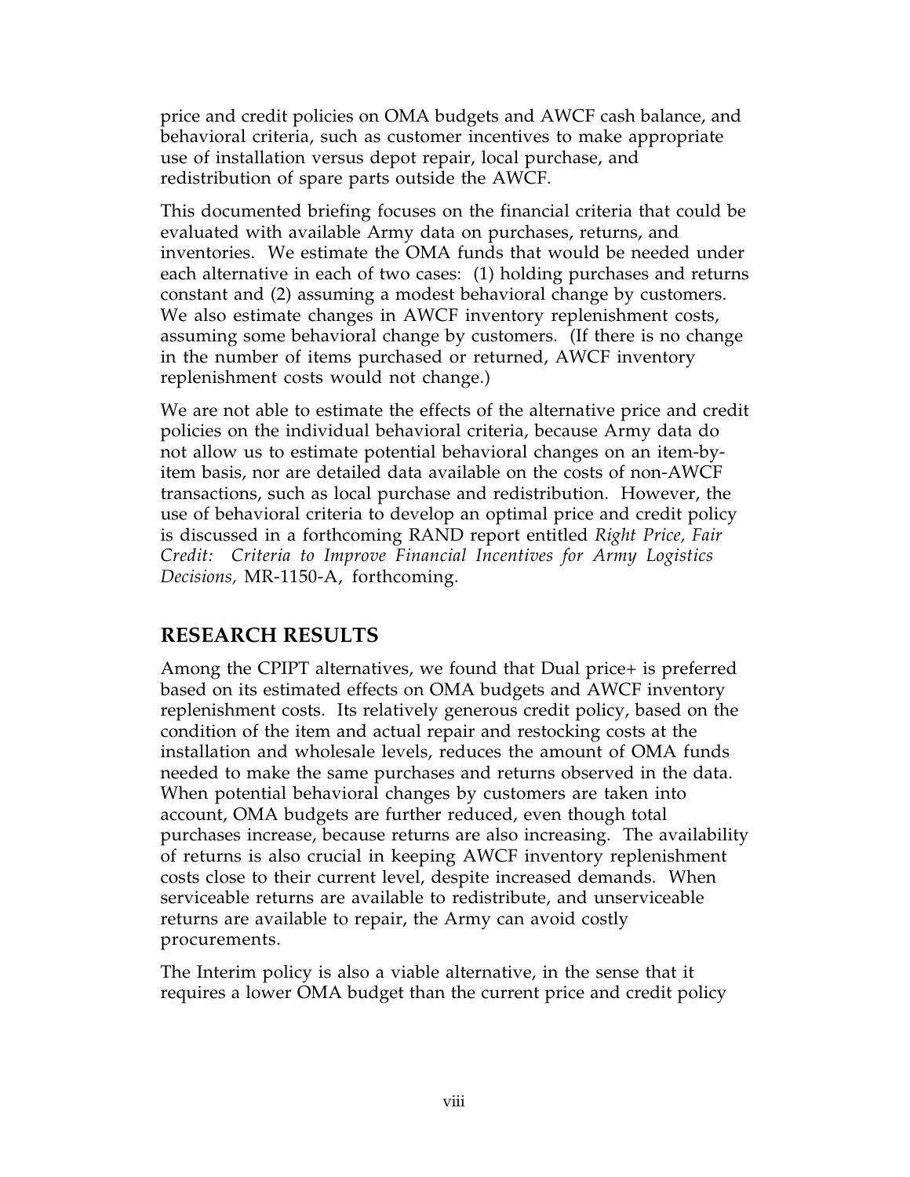price and credit policies on OMA budgets and AWCF cash balance, and behavioral criteria, such as customer incentives to make appropriate use of installation versus depot repair, local purchase, and redistribution of spare parts outside the AWCF.

This documented briefing focuses on the financial criteria that could be evaluated with available Army data on purchases, returns, and inventories. We estimate the OMA funds that would be needed under each alternative in each of two cases: (1) holding purchases and returns constant and (2) assuming a modest behavioral change by customers. We also estimate changes in AWCF inventory replenishment costs, assuming some behavioral change by customers. (If there is no change in the number of items purchased or returned, AWCF inventory replenishment costs would not change.)

We are not able to estimate the effects of the alternative price and credit policies on the individual behavioral criteria, because Army data do not allow us to estimate potential behavioral changes on an item-by-item basis, nor are detailed data available on the costs of non-AWCF transactions, such as local purchase and redistribution. However, the use of behavioral criteria to develop an optimal price and credit policy is discussed in a forthcoming RAND report entitled *Right Price, Fair Credit: Criteria to Improve Financial Incentives for Army Logistics Decisions,* MR-1150-A, forthcoming.

## RESEARCH RESULTS

Among the CPIPT alternatives, we found that Dual price+ is preferred based on its estimated effects on OMA budgets and AWCF inventory replenishment costs. Its relatively generous credit policy, based on the condition of the item and actual repair and restocking costs at the installation and wholesale levels, reduces the amount of OMA funds needed to make the same purchases and returns observed in the data. When potential behavioral changes by customers are taken into account, OMA budgets are further reduced, even though total purchases increase, because returns are also increasing. The availability of returns is also crucial in keeping AWCF inventory replenishment costs close to their current level, despite increased demands. When serviceable returns are available to redistribute, and unserviceable returns are available to repair, the Army can avoid costly procurements.

The Interim policy is also a viable alternative, in the sense that it requires a lower OMA budget than the current price and credit policy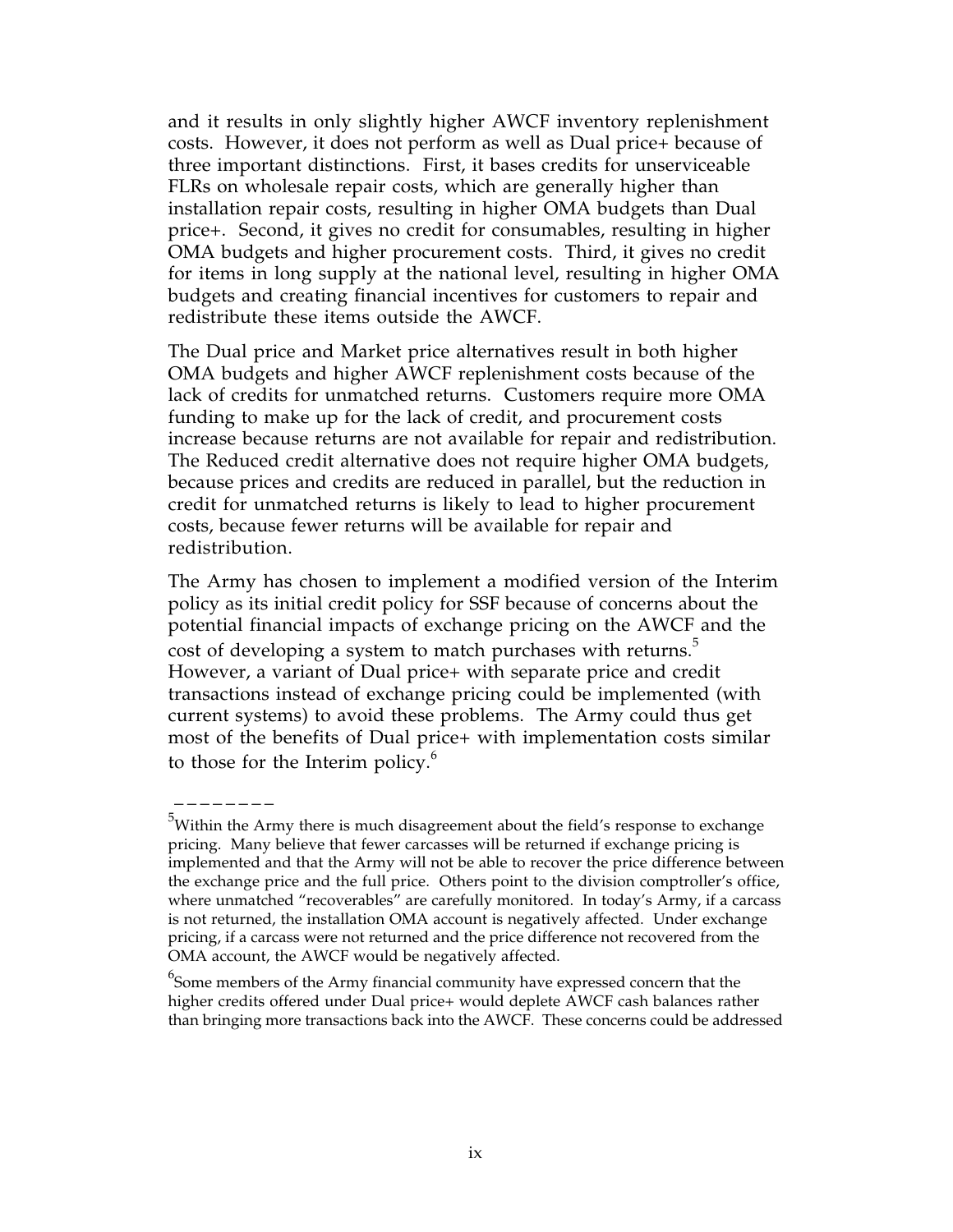and it results in only slightly higher AWCF inventory replenishment costs. However, it does not perform as well as Dual price+ because of three important distinctions. First, it bases credits for unserviceable FLRs on wholesale repair costs, which are generally higher than installation repair costs, resulting in higher OMA budgets than Dual price+. Second, it gives no credit for consumables, resulting in higher OMA budgets and higher procurement costs. Third, it gives no credit for items in long supply at the national level, resulting in higher OMA budgets and creating financial incentives for customers to repair and redistribute these items outside the AWCF.

The Dual price and Market price alternatives result in both higher OMA budgets and higher AWCF replenishment costs because of the lack of credits for unmatched returns. Customers require more OMA funding to make up for the lack of credit, and procurement costs increase because returns are not available for repair and redistribution. The Reduced credit alternative does not require higher OMA budgets, because prices and credits are reduced in parallel, but the reduction in credit for unmatched returns is likely to lead to higher procurement costs, because fewer returns will be available for repair and redistribution.

The Army has chosen to implement a modified version of the Interim policy as its initial credit policy for SSF because of concerns about the potential financial impacts of exchange pricing on the AWCF and the cost of developing a system to match purchases with returns.[5] However, a variant of Dual price+ with separate price and credit transactions instead of exchange pricing could be implemented (with current systems) to avoid these problems. The Army could thus get most of the benefits of Dual price+ with implementation costs similar to those for the Interim policy.[6]

---

[5]Within the Army there is much disagreement about the field's response to exchange pricing. Many believe that fewer carcasses will be returned if exchange pricing is implemented and that the Army will not be able to recover the price difference between the exchange price and the full price. Others point to the division comptroller's office, where unmatched "recoverables" are carefully monitored. In today's Army, if a carcass is not returned, the installation OMA account is negatively affected. Under exchange pricing, if a carcass were not returned and the price difference not recovered from the OMA account, the AWCF would be negatively affected.

[6]Some members of the Army financial community have expressed concern that the higher credits offered under Dual price+ would deplete AWCF cash balances rather than bringing more transactions back into the AWCF. These concerns could be addressed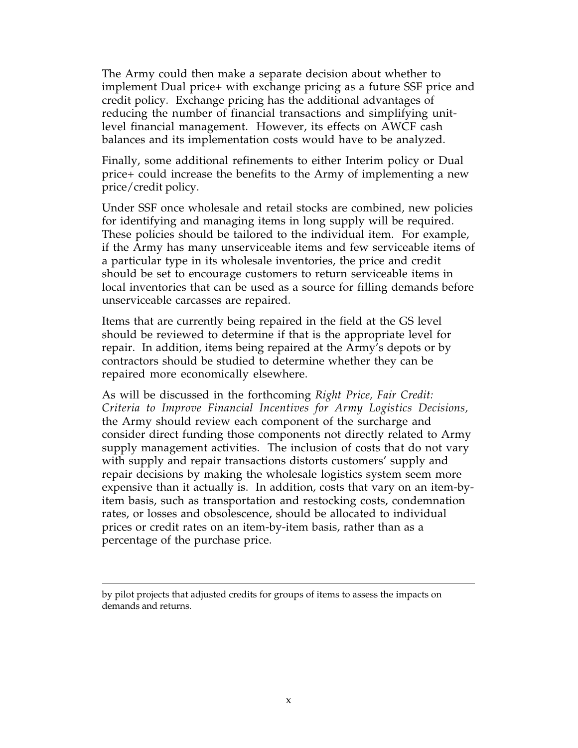The Army could then make a separate decision about whether to implement Dual price+ with exchange pricing as a future SSF price and credit policy. Exchange pricing has the additional advantages of reducing the number of financial transactions and simplifying unit-level financial management. However, its effects on AWCF cash balances and its implementation costs would have to be analyzed.

Finally, some additional refinements to either Interim policy or Dual price+ could increase the benefits to the Army of implementing a new price/credit policy.

Under SSF once wholesale and retail stocks are combined, new policies for identifying and managing items in long supply will be required. These policies should be tailored to the individual item. For example, if the Army has many unserviceable items and few serviceable items of a particular type in its wholesale inventories, the price and credit should be set to encourage customers to return serviceable items in local inventories that can be used as a source for filling demands before unserviceable carcasses are repaired.

Items that are currently being repaired in the field at the GS level should be reviewed to determine if that is the appropriate level for repair. In addition, items being repaired at the Army's depots or by contractors should be studied to determine whether they can be repaired more economically elsewhere.

As will be discussed in the forthcoming *Right Price, Fair Credit: Criteria to Improve Financial Incentives for Army Logistics Decisions,* the Army should review each component of the surcharge and consider direct funding those components not directly related to Army supply management activities. The inclusion of costs that do not vary with supply and repair transactions distorts customers' supply and repair decisions by making the wholesale logistics system seem more expensive than it actually is. In addition, costs that vary on an item-by-item basis, such as transportation and restocking costs, condemnation rates, or losses and obsolescence, should be allocated to individual prices or credit rates on an item-by-item basis, rather than as a percentage of the purchase price.

---

by pilot projects that adjusted credits for groups of items to assess the impacts on demands and returns.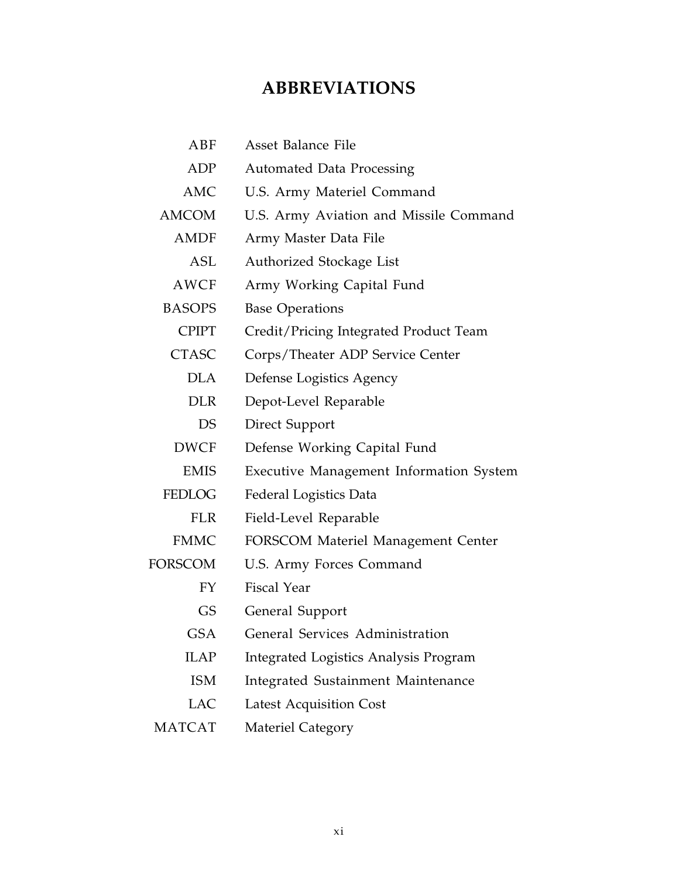# ABBREVIATIONS

| | |
|---|---|
| ABF | Asset Balance File |
| ADP | Automated Data Processing |
| AMC | U.S. Army Materiel Command |
| AMCOM | U.S. Army Aviation and Missile Command |
| AMDF | Army Master Data File |
| ASL | Authorized Stockage List |
| AWCF | Army Working Capital Fund |
| BASOPS | Base Operations |
| CPIPT | Credit/Pricing Integrated Product Team |
| CTASC | Corps/Theater ADP Service Center |
| DLA | Defense Logistics Agency |
| DLR | Depot-Level Reparable |
| DS | Direct Support |
| DWCF | Defense Working Capital Fund |
| EMIS | Executive Management Information System |
| FEDLOG | Federal Logistics Data |
| FLR | Field-Level Reparable |
| FMMC | FORSCOM Materiel Management Center |
| FORSCOM | U.S. Army Forces Command |
| FY | Fiscal Year |
| GS | General Support |
| GSA | General Services Administration |
| ILAP | Integrated Logistics Analysis Program |
| ISM | Integrated Sustainment Maintenance |
| LAC | Latest Acquisition Cost |
| MATCAT | Materiel Category |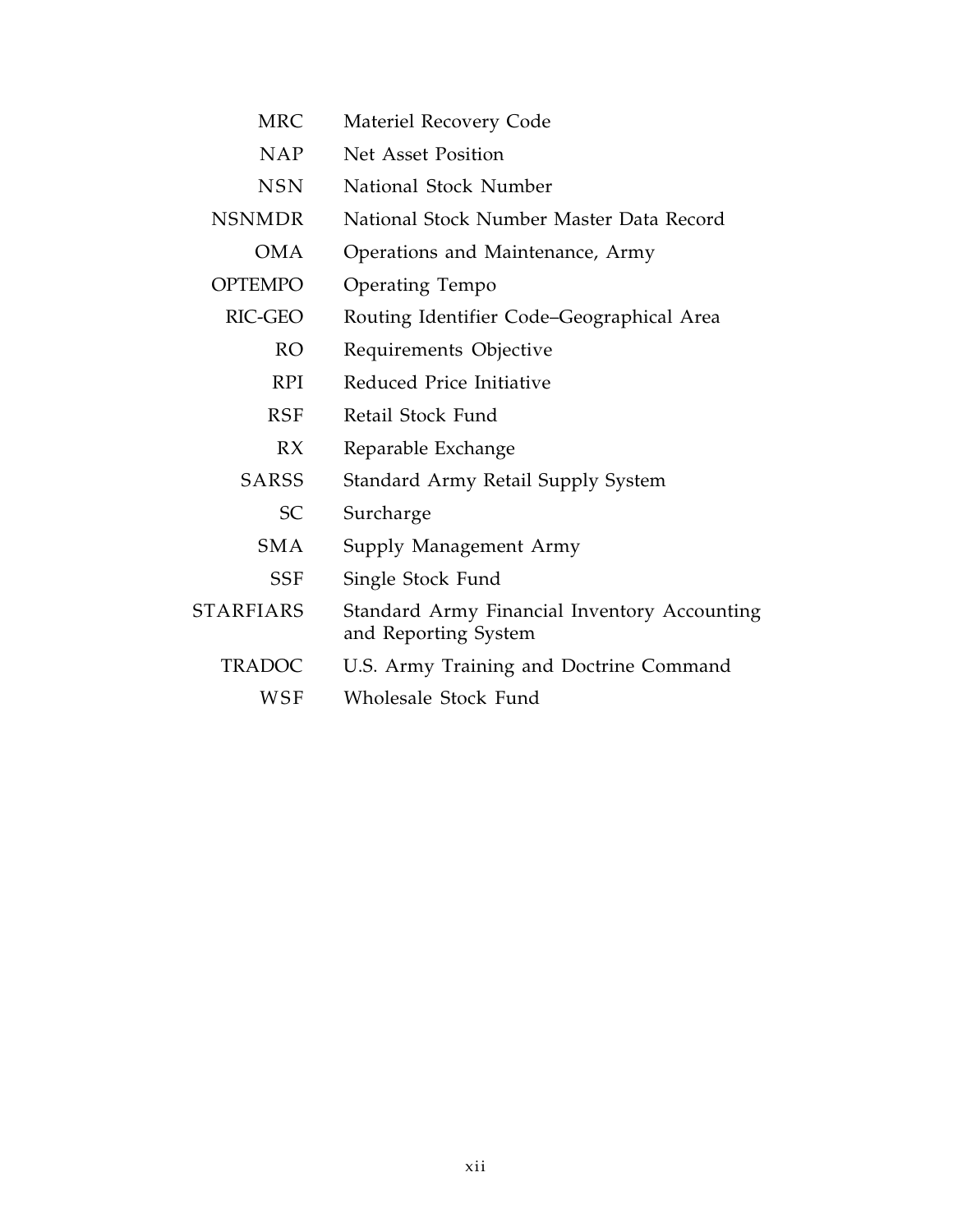| | |
|---|---|
| MRC | Materiel Recovery Code |
| NAP | Net Asset Position |
| NSN | National Stock Number |
| NSNMDR | National Stock Number Master Data Record |
| OMA | Operations and Maintenance, Army |
| OPTEMPO | Operating Tempo |
| RIC-GEO | Routing Identifier Code–Geographical Area |
| RO | Requirements Objective |
| RPI | Reduced Price Initiative |
| RSF | Retail Stock Fund |
| RX | Reparable Exchange |
| SARSS | Standard Army Retail Supply System |
| SC | Surcharge |
| SMA | Supply Management Army |
| SSF | Single Stock Fund |
| STARFIARS | Standard Army Financial Inventory Accounting and Reporting System |
| TRADOC | U.S. Army Training and Doctrine Command |
| WSF | Wholesale Stock Fund |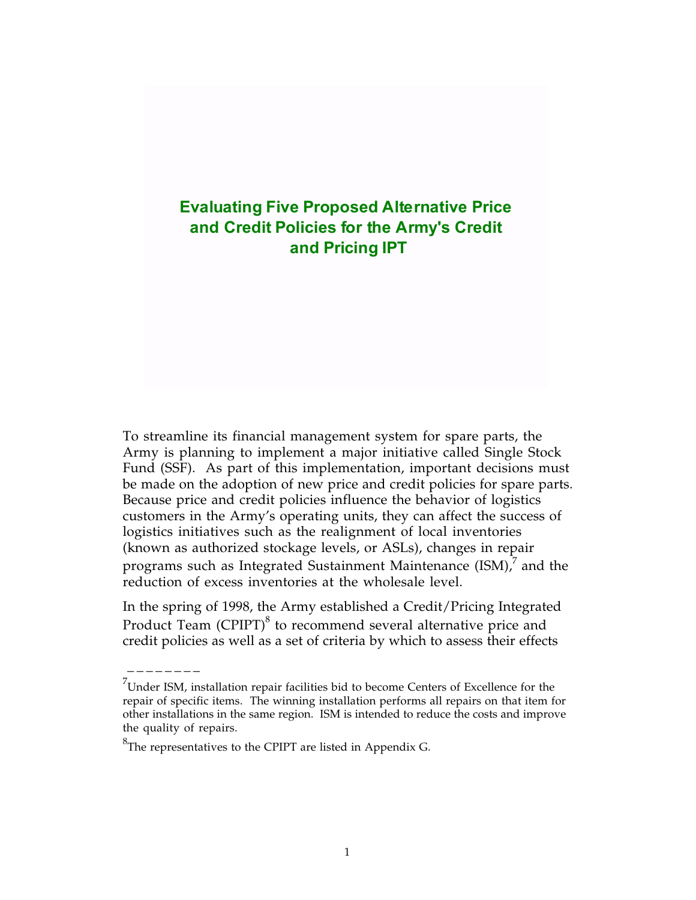# Evaluating Five Proposed Alternative Price and Credit Policies for the Army's Credit and Pricing IPT

To streamline its financial management system for spare parts, the Army is planning to implement a major initiative called Single Stock Fund (SSF). As part of this implementation, important decisions must be made on the adoption of new price and credit policies for spare parts. Because price and credit policies influence the behavior of logistics customers in the Army's operating units, they can affect the success of logistics initiatives such as the realignment of local inventories (known as authorized stockage levels, or ASLs), changes in repair programs such as Integrated Sustainment Maintenance (ISM),[7] and the reduction of excess inventories at the wholesale level.

In the spring of 1998, the Army established a Credit/Pricing Integrated Product Team (CPIPT)[8] to recommend several alternative price and credit policies as well as a set of criteria by which to assess their effects

---

[7]Under ISM, installation repair facilities bid to become Centers of Excellence for the repair of specific items. The winning installation performs all repairs on that item for other installations in the same region. ISM is intended to reduce the costs and improve the quality of repairs.

[8]The representatives to the CPIPT are listed in Appendix G.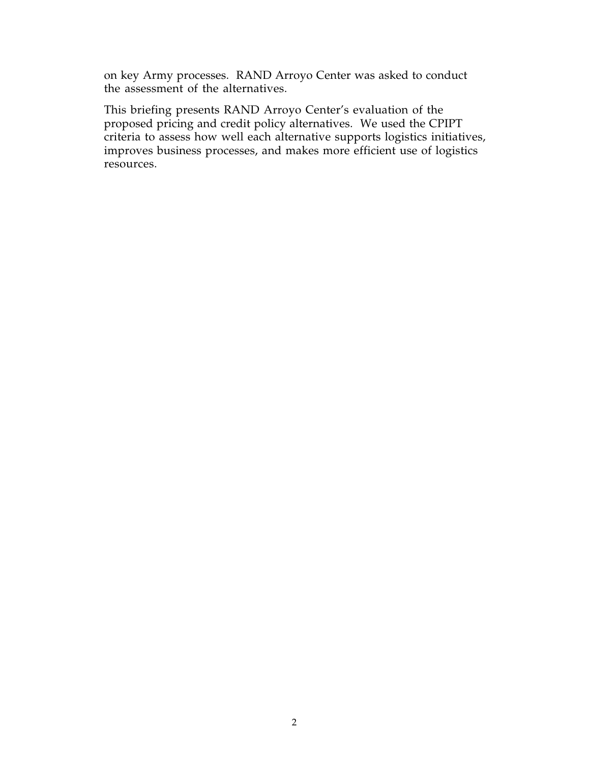on key Army processes. RAND Arroyo Center was asked to conduct the assessment of the alternatives.

This briefing presents RAND Arroyo Center's evaluation of the proposed pricing and credit policy alternatives. We used the CPIPT criteria to assess how well each alternative supports logistics initiatives, improves business processes, and makes more efficient use of logistics resources.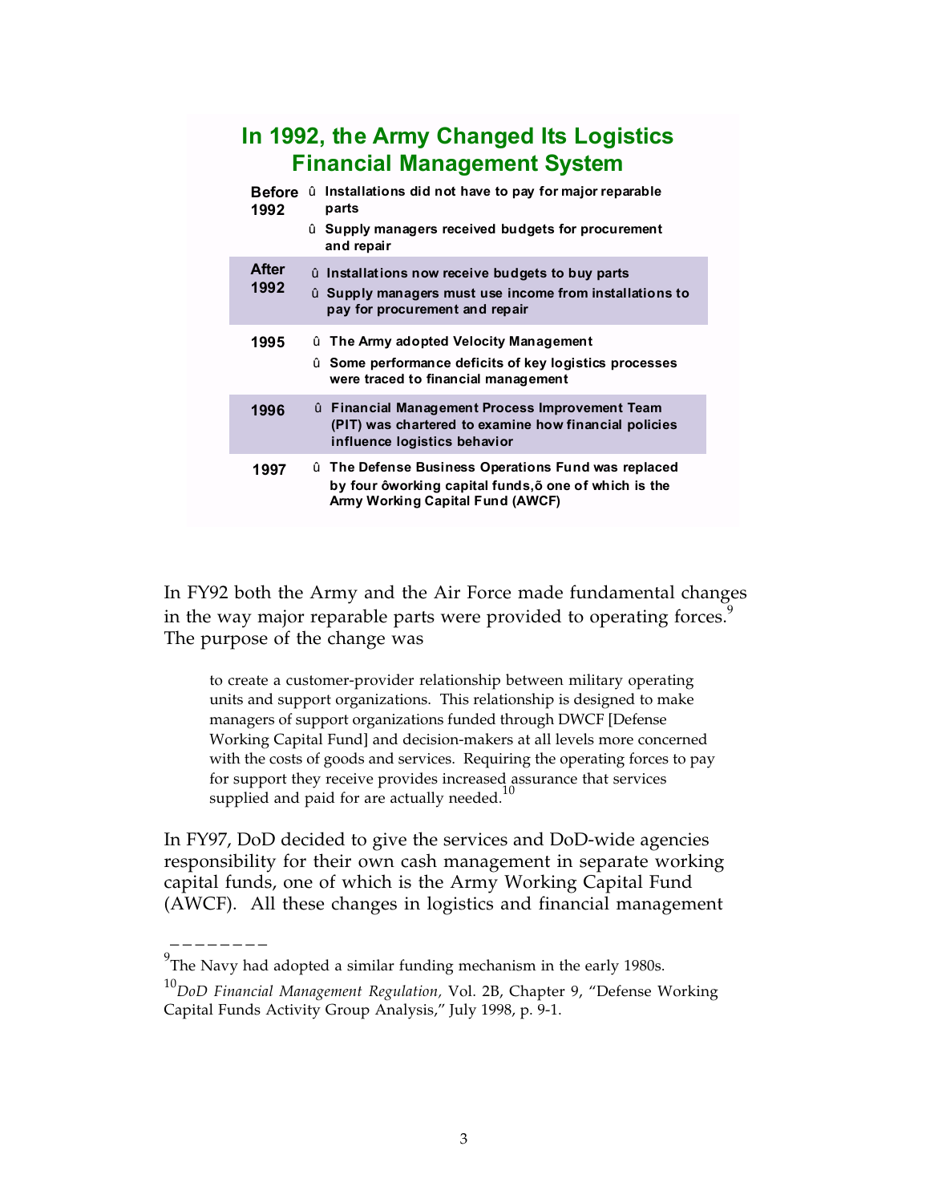## In 1992, the Army Changed Its Logistics Financial Management System

| | |
|---|---|
| **Before 1992** | û **Installations did not have to pay for major reparable parts**<br>û **Supply managers received budgets for procurement and repair** |
| **After 1992** | û **Installations now receive budgets to buy parts**<br>û **Supply managers must use income from installations to pay for procurement and repair** |
| **1995** | û **The Army adopted Velocity Management**<br>û **Some performance deficits of key logistics processes were traced to financial management** |
| **1996** | û **Financial Management Process Improvement Team (PIT) was chartered to examine how financial policies influence logistics behavior** |
| **1997** | û **The Defense Business Operations Fund was replaced by four ôworking capital funds,õ one of which is the Army Working Capital Fund (AWCF)** |

In FY92 both the Army and the Air Force made fundamental changes in the way major reparable parts were provided to operating forces.[9] The purpose of the change was

> to create a customer-provider relationship between military operating units and support organizations. This relationship is designed to make managers of support organizations funded through DWCF [Defense Working Capital Fund] and decision-makers at all levels more concerned with the costs of goods and services. Requiring the operating forces to pay for support they receive provides increased assurance that services supplied and paid for are actually needed.[10]

In FY97, DoD decided to give the services and DoD-wide agencies responsibility for their own cash management in separate working capital funds, one of which is the Army Working Capital Fund (AWCF). All these changes in logistics and financial management

---

[9]The Navy had adopted a similar funding mechanism in the early 1980s.

[10]*DoD Financial Management Regulation,* Vol. 2B, Chapter 9, "Defense Working Capital Funds Activity Group Analysis," July 1998, p. 9-1.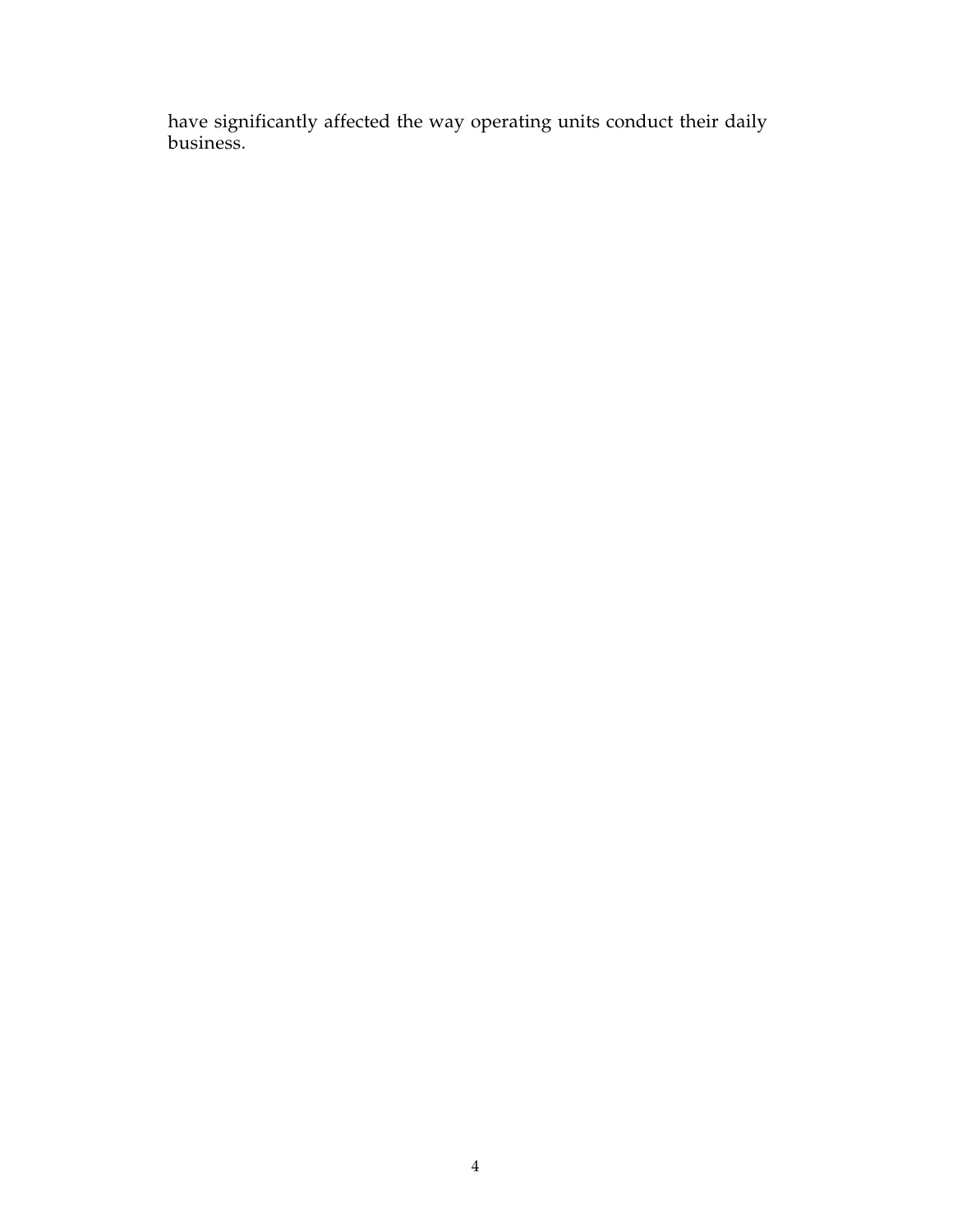have significantly affected the way operating units conduct their daily business.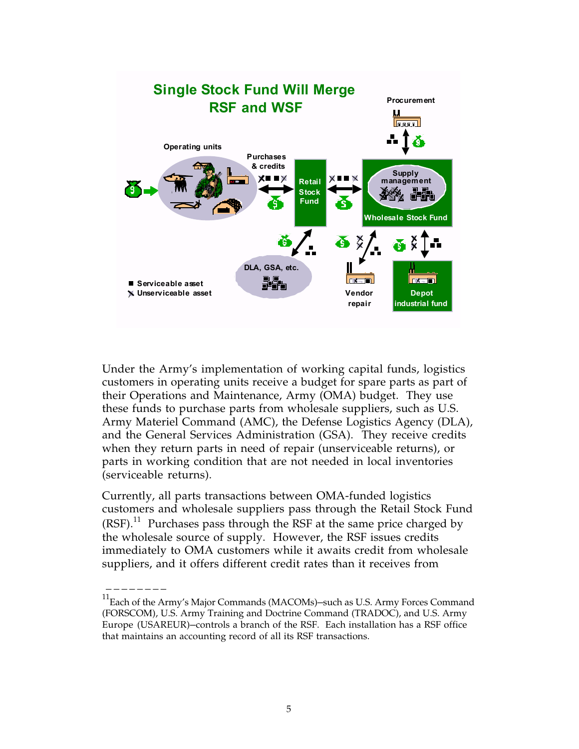## Single Stock Fund Will Merge RSF and WSF

Procurement

Operating units

Purchases & credits

Retail Stock Fund

Supply management

Wholesale Stock Fund

DLA, GSA, etc.

Vendor repair

Depot industrial fund

■ Serviceable asset
✗ Unserviceable asset

Under the Army's implementation of working capital funds, logistics customers in operating units receive a budget for spare parts as part of their Operations and Maintenance, Army (OMA) budget. They use these funds to purchase parts from wholesale suppliers, such as U.S. Army Materiel Command (AMC), the Defense Logistics Agency (DLA), and the General Services Administration (GSA). They receive credits when they return parts in need of repair (unserviceable returns), or parts in working condition that are not needed in local inventories (serviceable returns).

Currently, all parts transactions between OMA-funded logistics customers and wholesale suppliers pass through the Retail Stock Fund (RSF).[11] Purchases pass through the RSF at the same price charged by the wholesale source of supply. However, the RSF issues credits immediately to OMA customers while it awaits credit from wholesale suppliers, and it offers different credit rates than it receives from

---

[11] Each of the Army's Major Commands (MACOMs)–such as U.S. Army Forces Command (FORSCOM), U.S. Army Training and Doctrine Command (TRADOC), and U.S. Army Europe (USAREUR)–controls a branch of the RSF. Each installation has a RSF office that maintains an accounting record of all its RSF transactions.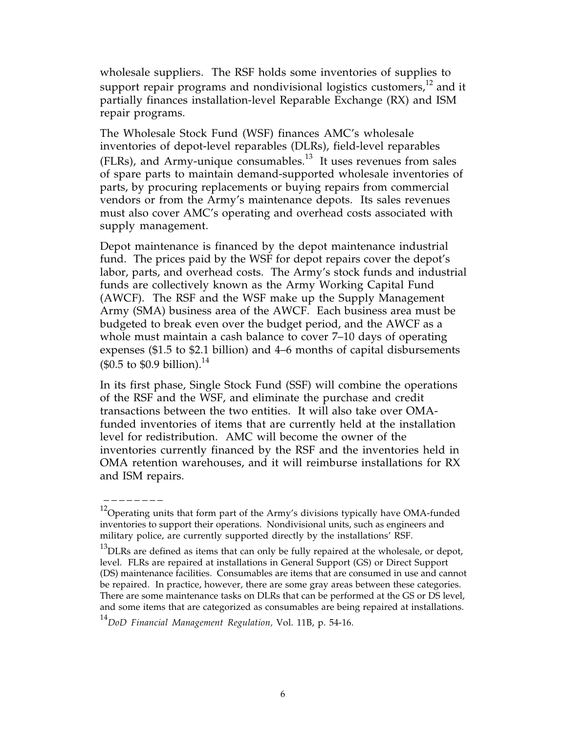wholesale suppliers. The RSF holds some inventories of supplies to support repair programs and nondivisional logistics customers,[12] and it partially finances installation-level Reparable Exchange (RX) and ISM repair programs.

The Wholesale Stock Fund (WSF) finances AMC's wholesale inventories of depot-level reparables (DLRs), field-level reparables (FLRs), and Army-unique consumables.[13] It uses revenues from sales of spare parts to maintain demand-supported wholesale inventories of parts, by procuring replacements or buying repairs from commercial vendors or from the Army's maintenance depots. Its sales revenues must also cover AMC's operating and overhead costs associated with supply management.

Depot maintenance is financed by the depot maintenance industrial fund. The prices paid by the WSF for depot repairs cover the depot's labor, parts, and overhead costs. The Army's stock funds and industrial funds are collectively known as the Army Working Capital Fund (AWCF). The RSF and the WSF make up the Supply Management Army (SMA) business area of the AWCF. Each business area must be budgeted to break even over the budget period, and the AWCF as a whole must maintain a cash balance to cover 7–10 days of operating expenses ($1.5 to $2.1 billion) and 4–6 months of capital disbursements ($0.5 to $0.9 billion).[14]

In its first phase, Single Stock Fund (SSF) will combine the operations of the RSF and the WSF, and eliminate the purchase and credit transactions between the two entities. It will also take over OMA-funded inventories of items that are currently held at the installation level for redistribution. AMC will become the owner of the inventories currently financed by the RSF and the inventories held in OMA retention warehouses, and it will reimburse installations for RX and ISM repairs.

________

[12] Operating units that form part of the Army's divisions typically have OMA-funded inventories to support their operations. Nondivisional units, such as engineers and military police, are currently supported directly by the installations' RSF.

[13] DLRs are defined as items that can only be fully repaired at the wholesale, or depot, level. FLRs are repaired at installations in General Support (GS) or Direct Support (DS) maintenance facilities. Consumables are items that are consumed in use and cannot be repaired. In practice, however, there are some gray areas between these categories. There are some maintenance tasks on DLRs that can be performed at the GS or DS level, and some items that are categorized as consumables are being repaired at installations.

[14] *DoD Financial Management Regulation,* Vol. 11B, p. 54-16.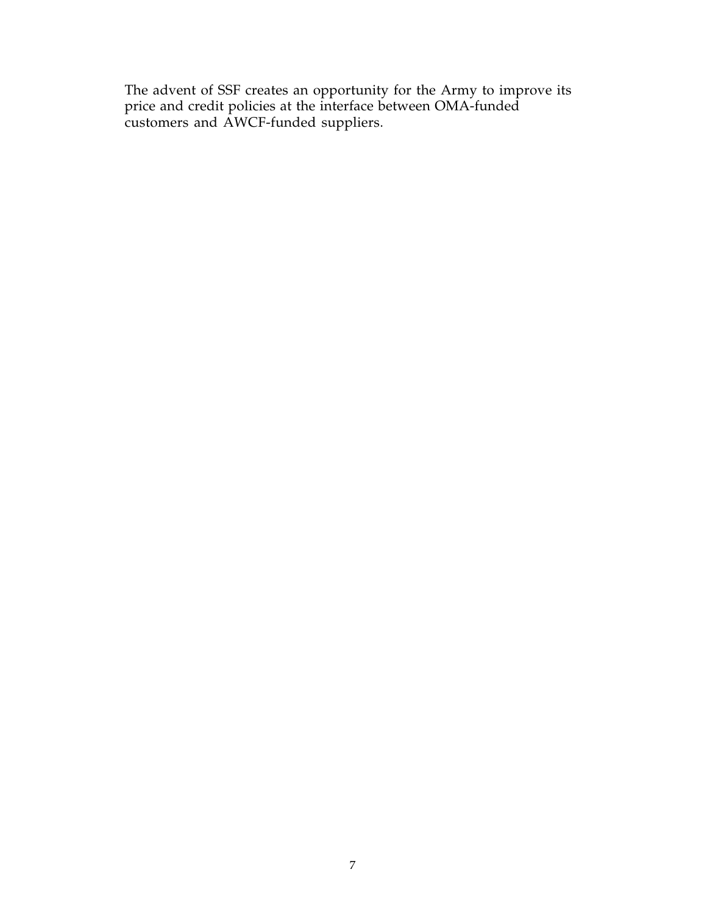The advent of SSF creates an opportunity for the Army to improve its price and credit policies at the interface between OMA-funded customers and AWCF-funded suppliers.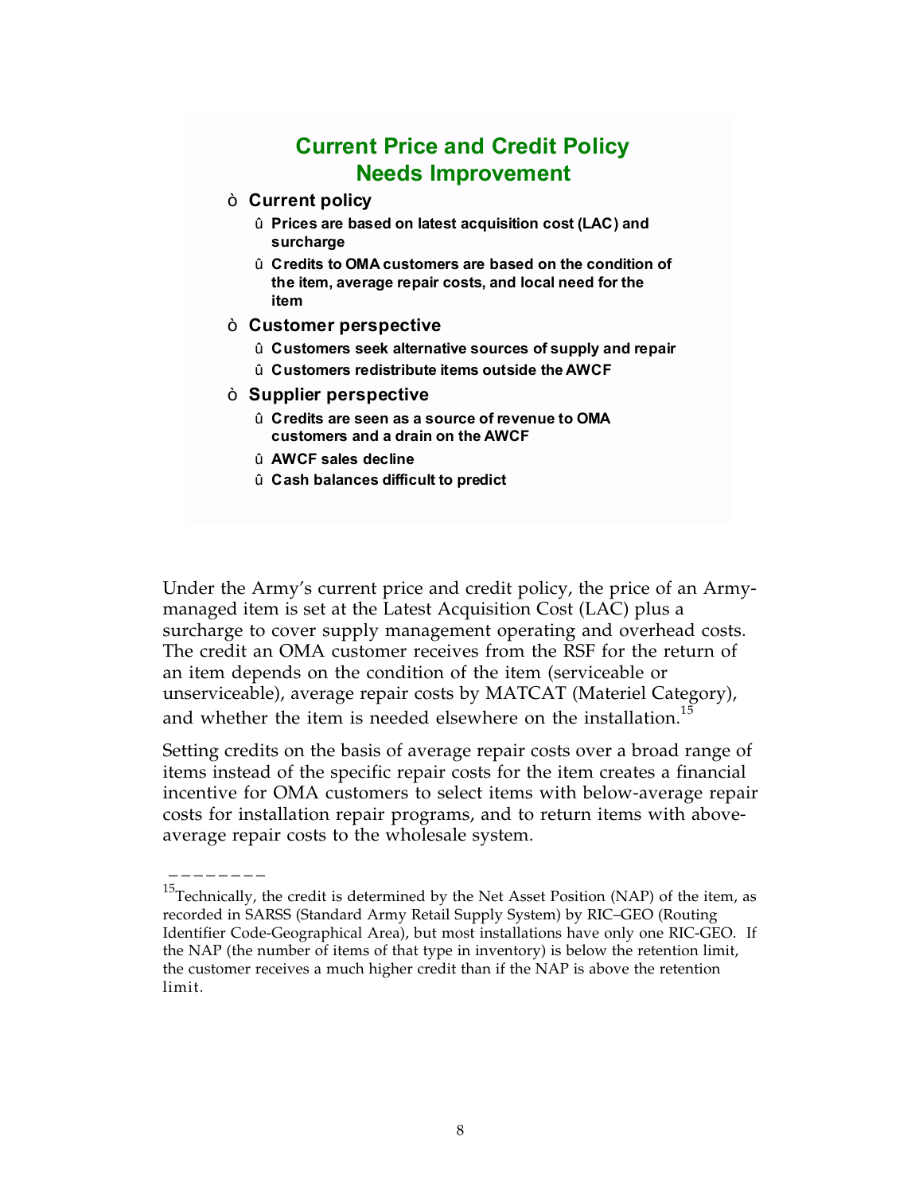## Current Price and Credit Policy Needs Improvement

- **Current policy**
  - **Prices are based on latest acquisition cost (LAC) and surcharge**
  - **Credits to OMA customers are based on the condition of the item, average repair costs, and local need for the item**
- **Customer perspective**
  - **Customers seek alternative sources of supply and repair**
  - **Customers redistribute items outside the AWCF**
- **Supplier perspective**
  - **Credits are seen as a source of revenue to OMA customers and a drain on the AWCF**
  - **AWCF sales decline**
  - **Cash balances difficult to predict**

Under the Army's current price and credit policy, the price of an Army-managed item is set at the Latest Acquisition Cost (LAC) plus a surcharge to cover supply management operating and overhead costs. The credit an OMA customer receives from the RSF for the return of an item depends on the condition of the item (serviceable or unserviceable), average repair costs by MATCAT (Materiel Category), and whether the item is needed elsewhere on the installation.[15]

Setting credits on the basis of average repair costs over a broad range of items instead of the specific repair costs for the item creates a financial incentive for OMA customers to select items with below-average repair costs for installation repair programs, and to return items with above-average repair costs to the wholesale system.

---

[15]Technically, the credit is determined by the Net Asset Position (NAP) of the item, as recorded in SARSS (Standard Army Retail Supply System) by RIC–GEO (Routing Identifier Code-Geographical Area), but most installations have only one RIC-GEO. If the NAP (the number of items of that type in inventory) is below the retention limit, the customer receives a much higher credit than if the NAP is above the retention limit.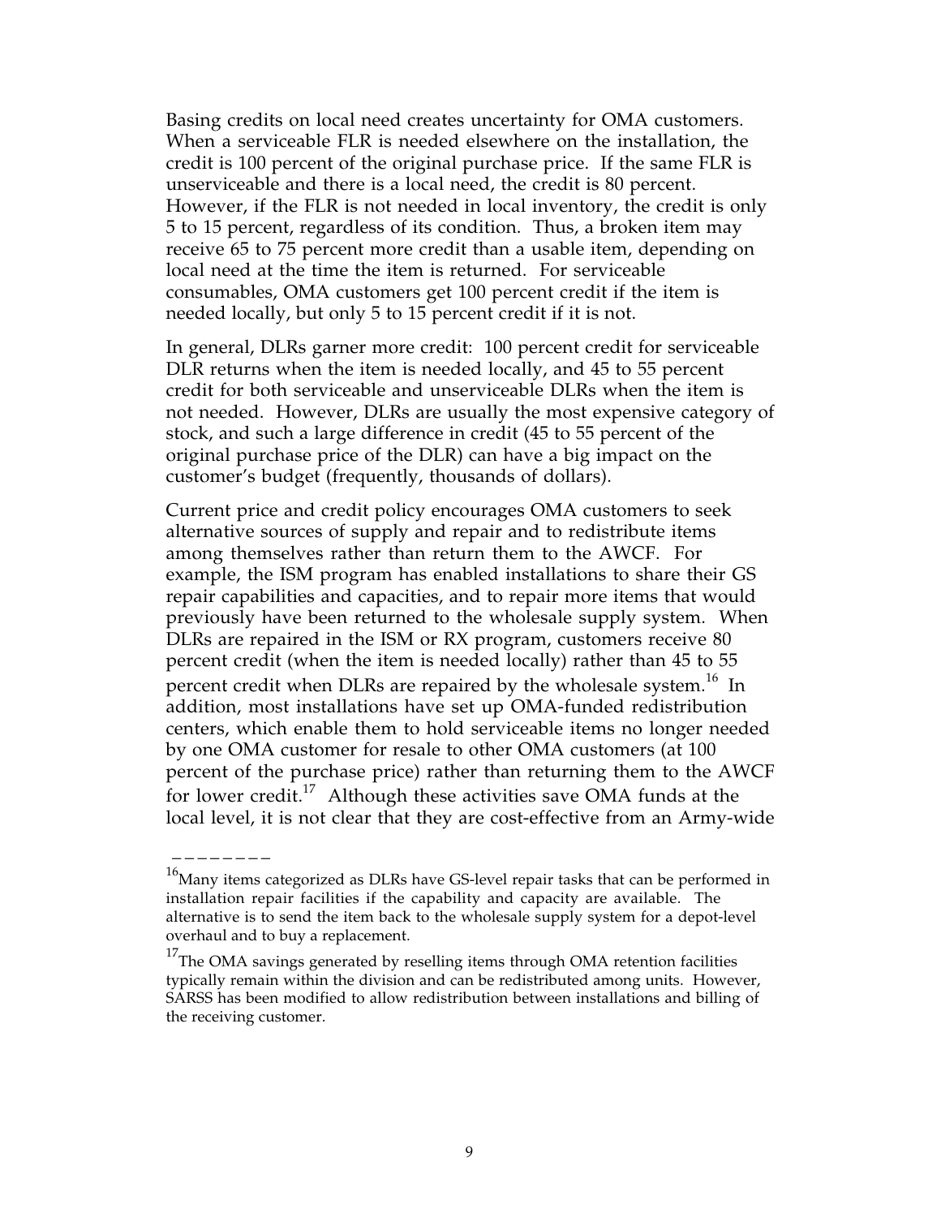Basing credits on local need creates uncertainty for OMA customers. When a serviceable FLR is needed elsewhere on the installation, the credit is 100 percent of the original purchase price. If the same FLR is unserviceable and there is a local need, the credit is 80 percent. However, if the FLR is not needed in local inventory, the credit is only 5 to 15 percent, regardless of its condition. Thus, a broken item may receive 65 to 75 percent more credit than a usable item, depending on local need at the time the item is returned. For serviceable consumables, OMA customers get 100 percent credit if the item is needed locally, but only 5 to 15 percent credit if it is not.

In general, DLRs garner more credit: 100 percent credit for serviceable DLR returns when the item is needed locally, and 45 to 55 percent credit for both serviceable and unserviceable DLRs when the item is not needed. However, DLRs are usually the most expensive category of stock, and such a large difference in credit (45 to 55 percent of the original purchase price of the DLR) can have a big impact on the customer's budget (frequently, thousands of dollars).

Current price and credit policy encourages OMA customers to seek alternative sources of supply and repair and to redistribute items among themselves rather than return them to the AWCF. For example, the ISM program has enabled installations to share their GS repair capabilities and capacities, and to repair more items that would previously have been returned to the wholesale supply system. When DLRs are repaired in the ISM or RX program, customers receive 80 percent credit (when the item is needed locally) rather than 45 to 55 percent credit when DLRs are repaired by the wholesale system.[16] In addition, most installations have set up OMA-funded redistribution centers, which enable them to hold serviceable items no longer needed by one OMA customer for resale to other OMA customers (at 100 percent of the purchase price) rather than returning them to the AWCF for lower credit.[17] Although these activities save OMA funds at the local level, it is not clear that they are cost-effective from an Army-wide

---

[16]Many items categorized as DLRs have GS-level repair tasks that can be performed in installation repair facilities if the capability and capacity are available. The alternative is to send the item back to the wholesale supply system for a depot-level overhaul and to buy a replacement.

[17]The OMA savings generated by reselling items through OMA retention facilities typically remain within the division and can be redistributed among units. However, SARSS has been modified to allow redistribution between installations and billing of the receiving customer.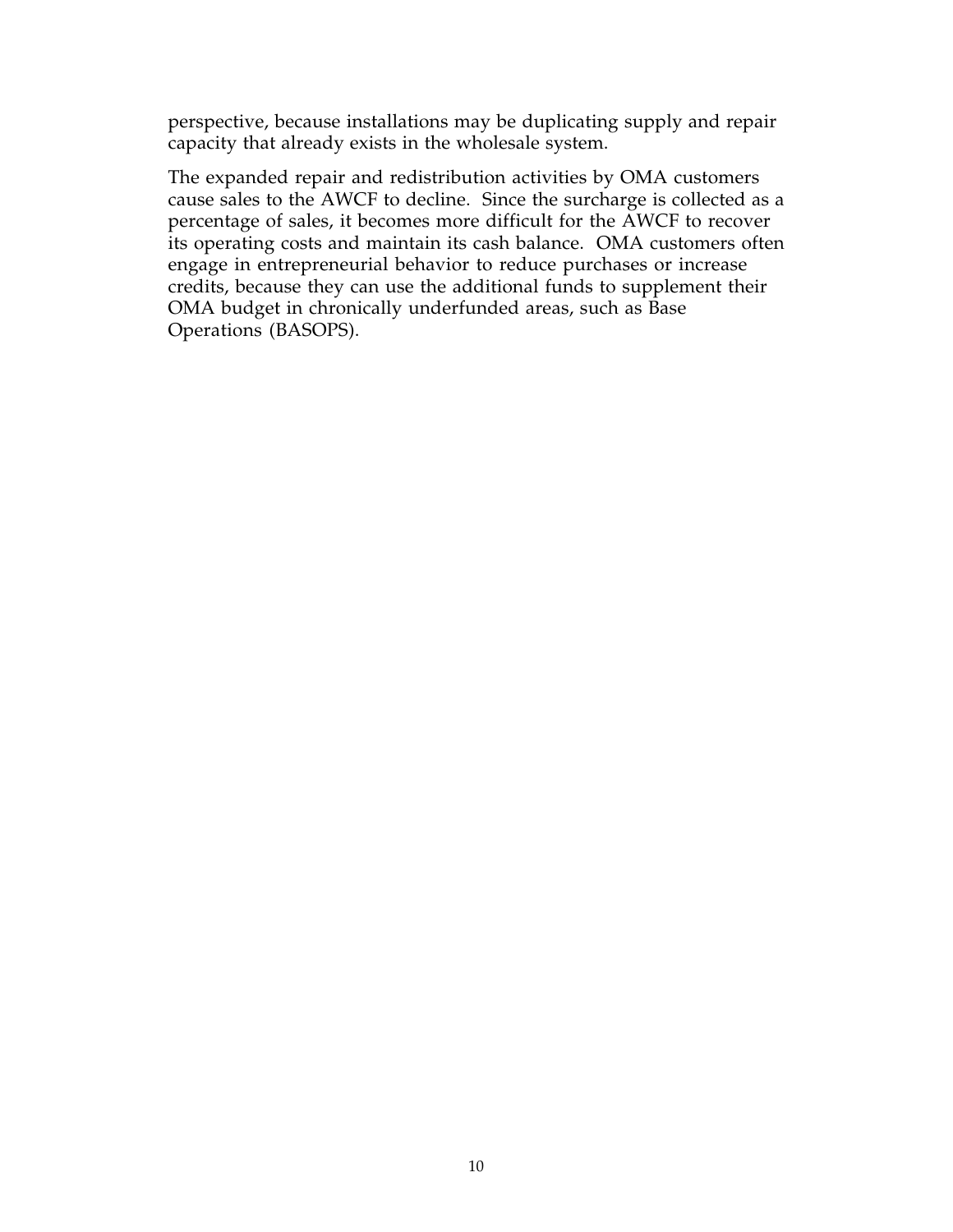perspective, because installations may be duplicating supply and repair capacity that already exists in the wholesale system.

The expanded repair and redistribution activities by OMA customers cause sales to the AWCF to decline. Since the surcharge is collected as a percentage of sales, it becomes more difficult for the AWCF to recover its operating costs and maintain its cash balance. OMA customers often engage in entrepreneurial behavior to reduce purchases or increase credits, because they can use the additional funds to supplement their OMA budget in chronically underfunded areas, such as Base Operations (BASOPS).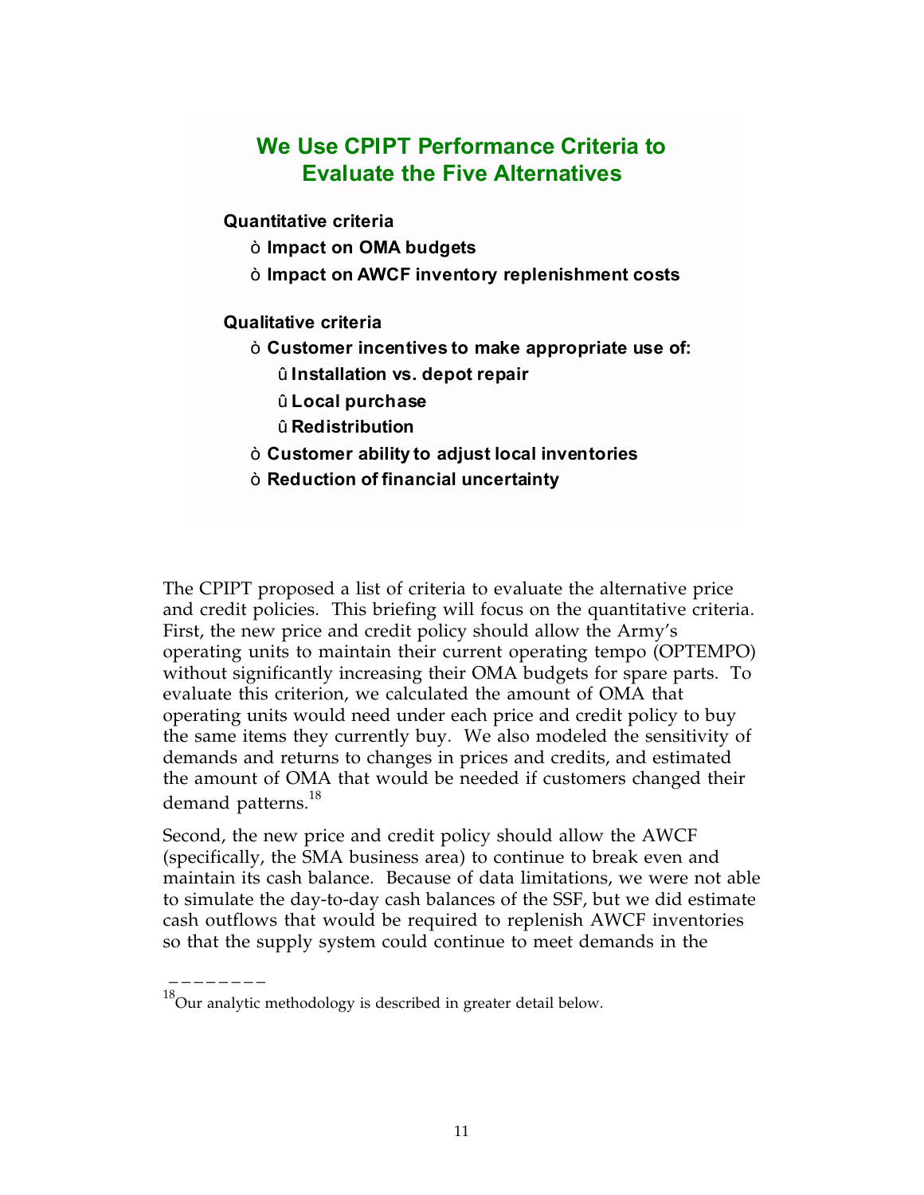## We Use CPIPT Performance Criteria to Evaluate the Five Alternatives

**Quantitative criteria**

- **Impact on OMA budgets**
- **Impact on AWCF inventory replenishment costs**

**Qualitative criteria**

- **Customer incentives to make appropriate use of:**
  - **Installation vs. depot repair**
  - **Local purchase**
  - **Redistribution**
- **Customer ability to adjust local inventories**
- **Reduction of financial uncertainty**

The CPIPT proposed a list of criteria to evaluate the alternative price and credit policies. This briefing will focus on the quantitative criteria. First, the new price and credit policy should allow the Army's operating units to maintain their current operating tempo (OPTEMPO) without significantly increasing their OMA budgets for spare parts. To evaluate this criterion, we calculated the amount of OMA that operating units would need under each price and credit policy to buy the same items they currently buy. We also modeled the sensitivity of demands and returns to changes in prices and credits, and estimated the amount of OMA that would be needed if customers changed their demand patterns.[18]

Second, the new price and credit policy should allow the AWCF (specifically, the SMA business area) to continue to break even and maintain its cash balance. Because of data limitations, we were not able to simulate the day-to-day cash balances of the SSF, but we did estimate cash outflows that would be required to replenish AWCF inventories so that the supply system could continue to meet demands in the

---

[18] Our analytic methodology is described in greater detail below.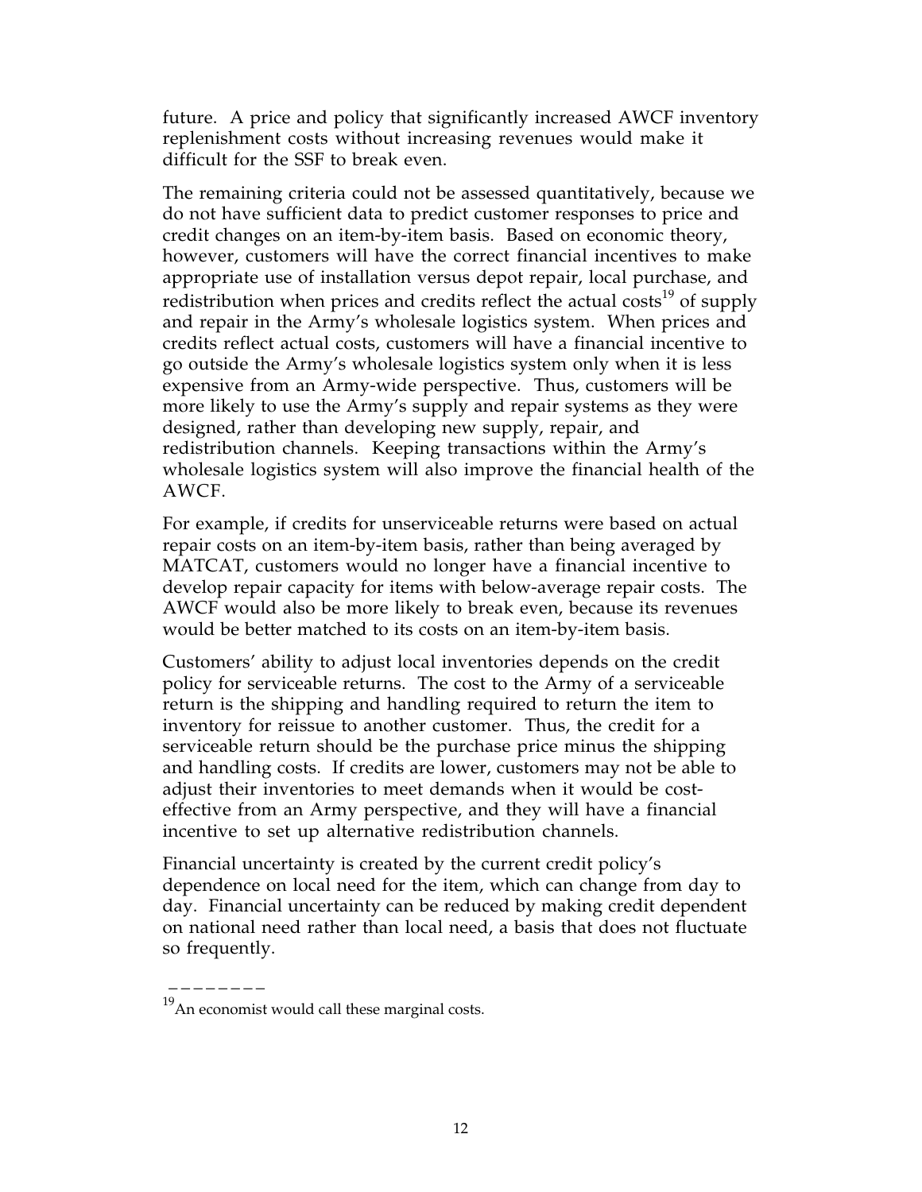future. A price and policy that significantly increased AWCF inventory replenishment costs without increasing revenues would make it difficult for the SSF to break even.

The remaining criteria could not be assessed quantitatively, because we do not have sufficient data to predict customer responses to price and credit changes on an item-by-item basis. Based on economic theory, however, customers will have the correct financial incentives to make appropriate use of installation versus depot repair, local purchase, and redistribution when prices and credits reflect the actual costs[19] of supply and repair in the Army's wholesale logistics system. When prices and credits reflect actual costs, customers will have a financial incentive to go outside the Army's wholesale logistics system only when it is less expensive from an Army-wide perspective. Thus, customers will be more likely to use the Army's supply and repair systems as they were designed, rather than developing new supply, repair, and redistribution channels. Keeping transactions within the Army's wholesale logistics system will also improve the financial health of the AWCF.

For example, if credits for unserviceable returns were based on actual repair costs on an item-by-item basis, rather than being averaged by MATCAT, customers would no longer have a financial incentive to develop repair capacity for items with below-average repair costs. The AWCF would also be more likely to break even, because its revenues would be better matched to its costs on an item-by-item basis.

Customers' ability to adjust local inventories depends on the credit policy for serviceable returns. The cost to the Army of a serviceable return is the shipping and handling required to return the item to inventory for reissue to another customer. Thus, the credit for a serviceable return should be the purchase price minus the shipping and handling costs. If credits are lower, customers may not be able to adjust their inventories to meet demands when it would be cost-effective from an Army perspective, and they will have a financial incentive to set up alternative redistribution channels.

Financial uncertainty is created by the current credit policy's dependence on local need for the item, which can change from day to day. Financial uncertainty can be reduced by making credit dependent on national need rather than local need, a basis that does not fluctuate so frequently.

---

[19] An economist would call these marginal costs.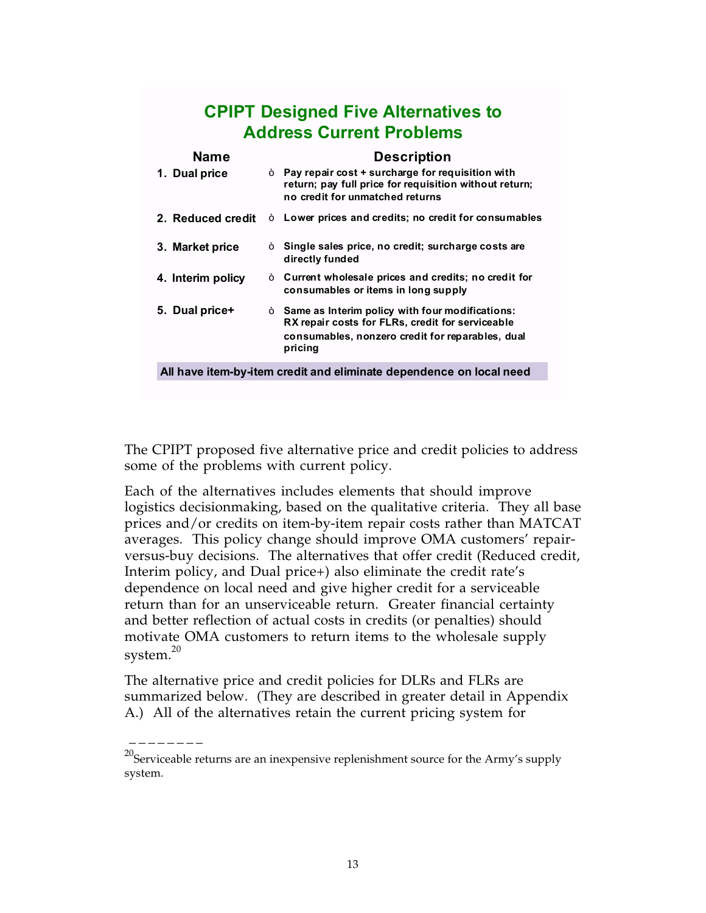## CPIPT Designed Five Alternatives to Address Current Problems

| Name | Description |
|---|---|
| 1. Dual price | Pay repair cost + surcharge for requisition with return; pay full price for requisition without return; no credit for unmatched returns |
| 2. Reduced credit | Lower prices and credits; no credit for consumables |
| 3. Market price | Single sales price, no credit; surcharge costs are directly funded |
| 4. Interim policy | Current wholesale prices and credits; no credit for consumables or items in long supply |
| 5. Dual price+ | Same as Interim policy with four modifications: RX repair costs for FLRs, credit for serviceable consumables, nonzero credit for reparables, dual pricing |

**All have item-by-item credit and eliminate dependence on local need**

The CPIPT proposed five alternative price and credit policies to address some of the problems with current policy.

Each of the alternatives includes elements that should improve logistics decisionmaking, based on the qualitative criteria. They all base prices and/or credits on item-by-item repair costs rather than MATCAT averages. This policy change should improve OMA customers' repair-versus-buy decisions. The alternatives that offer credit (Reduced credit, Interim policy, and Dual price+) also eliminate the credit rate's dependence on local need and give higher credit for a serviceable return than for an unserviceable return. Greater financial certainty and better reflection of actual costs in credits (or penalties) should motivate OMA customers to return items to the wholesale supply system.[20]

The alternative price and credit policies for DLRs and FLRs are summarized below. (They are described in greater detail in Appendix A.) All of the alternatives retain the current pricing system for

---

[20]Serviceable returns are an inexpensive replenishment source for the Army's supply system.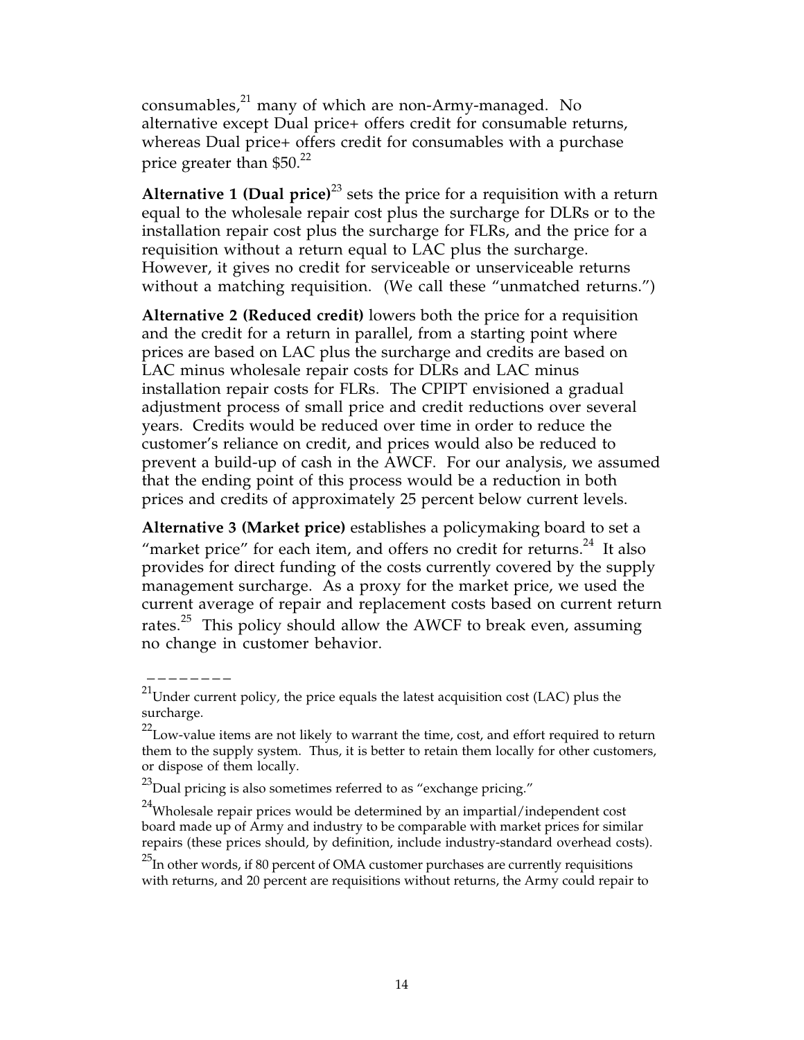consumables,[21] many of which are non-Army-managed. No alternative except Dual price+ offers credit for consumable returns, whereas Dual price+ offers credit for consumables with a purchase price greater than $50.[22]

**Alternative 1 (Dual price)**[23] sets the price for a requisition with a return equal to the wholesale repair cost plus the surcharge for DLRs or to the installation repair cost plus the surcharge for FLRs, and the price for a requisition without a return equal to LAC plus the surcharge. However, it gives no credit for serviceable or unserviceable returns without a matching requisition. (We call these "unmatched returns.")

**Alternative 2 (Reduced credit)** lowers both the price for a requisition and the credit for a return in parallel, from a starting point where prices are based on LAC plus the surcharge and credits are based on LAC minus wholesale repair costs for DLRs and LAC minus installation repair costs for FLRs. The CPIPT envisioned a gradual adjustment process of small price and credit reductions over several years. Credits would be reduced over time in order to reduce the customer's reliance on credit, and prices would also be reduced to prevent a build-up of cash in the AWCF. For our analysis, we assumed that the ending point of this process would be a reduction in both prices and credits of approximately 25 percent below current levels.

**Alternative 3 (Market price)** establishes a policymaking board to set a "market price" for each item, and offers no credit for returns.[24] It also provides for direct funding of the costs currently covered by the supply management surcharge. As a proxy for the market price, we used the current average of repair and replacement costs based on current return rates.[25] This policy should allow the AWCF to break even, assuming no change in customer behavior.

---

[21]Under current policy, the price equals the latest acquisition cost (LAC) plus the surcharge.

[22]Low-value items are not likely to warrant the time, cost, and effort required to return them to the supply system. Thus, it is better to retain them locally for other customers, or dispose of them locally.

[23]Dual pricing is also sometimes referred to as "exchange pricing."

[24]Wholesale repair prices would be determined by an impartial/independent cost board made up of Army and industry to be comparable with market prices for similar repairs (these prices should, by definition, include industry-standard overhead costs).

[25]In other words, if 80 percent of OMA customer purchases are currently requisitions with returns, and 20 percent are requisitions without returns, the Army could repair to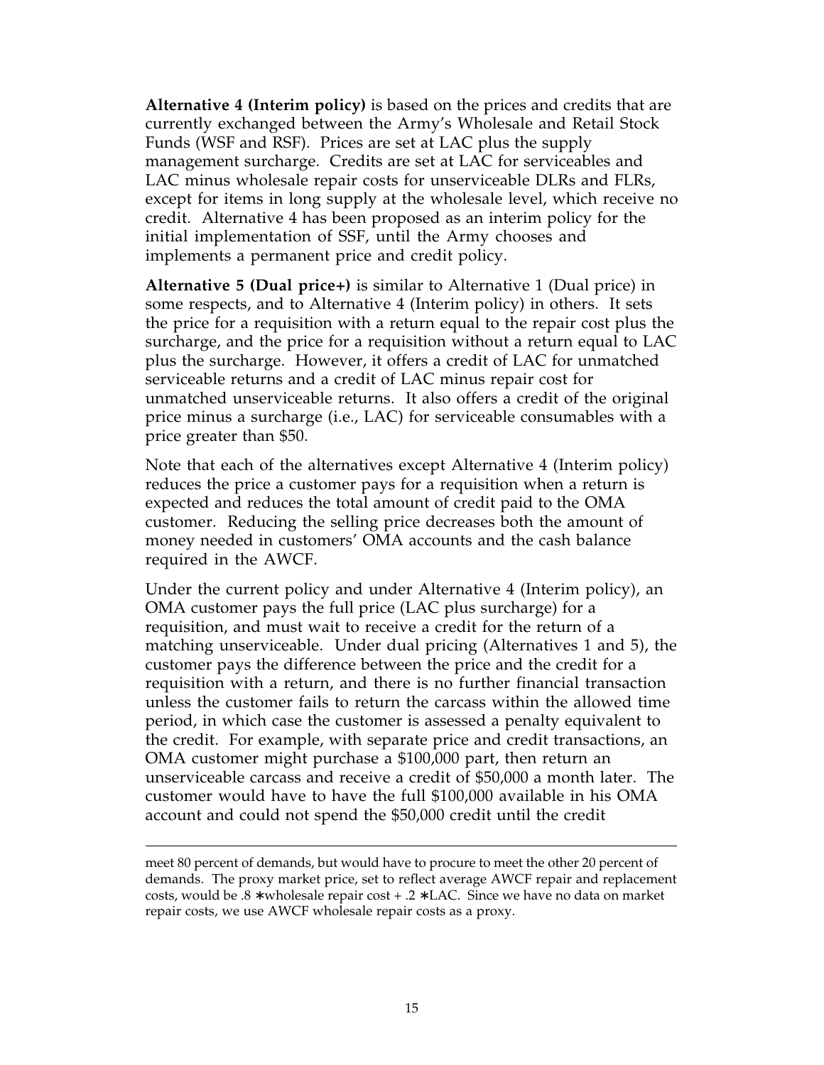**Alternative 4 (Interim policy)** is based on the prices and credits that are currently exchanged between the Army's Wholesale and Retail Stock Funds (WSF and RSF). Prices are set at LAC plus the supply management surcharge. Credits are set at LAC for serviceables and LAC minus wholesale repair costs for unserviceable DLRs and FLRs, except for items in long supply at the wholesale level, which receive no credit. Alternative 4 has been proposed as an interim policy for the initial implementation of SSF, until the Army chooses and implements a permanent price and credit policy.

**Alternative 5 (Dual price+)** is similar to Alternative 1 (Dual price) in some respects, and to Alternative 4 (Interim policy) in others. It sets the price for a requisition with a return equal to the repair cost plus the surcharge, and the price for a requisition without a return equal to LAC plus the surcharge. However, it offers a credit of LAC for unmatched serviceable returns and a credit of LAC minus repair cost for unmatched unserviceable returns. It also offers a credit of the original price minus a surcharge (i.e., LAC) for serviceable consumables with a price greater than $50.

Note that each of the alternatives except Alternative 4 (Interim policy) reduces the price a customer pays for a requisition when a return is expected and reduces the total amount of credit paid to the OMA customer. Reducing the selling price decreases both the amount of money needed in customers' OMA accounts and the cash balance required in the AWCF.

Under the current policy and under Alternative 4 (Interim policy), an OMA customer pays the full price (LAC plus surcharge) for a requisition, and must wait to receive a credit for the return of a matching unserviceable. Under dual pricing (Alternatives 1 and 5), the customer pays the difference between the price and the credit for a requisition with a return, and there is no further financial transaction unless the customer fails to return the carcass within the allowed time period, in which case the customer is assessed a penalty equivalent to the credit. For example, with separate price and credit transactions, an OMA customer might purchase a $100,000 part, then return an unserviceable carcass and receive a credit of $50,000 a month later. The customer would have to have the full $100,000 available in his OMA account and could not spend the $50,000 credit until the credit

---

meet 80 percent of demands, but would have to procure to meet the other 20 percent of demands. The proxy market price, set to reflect average AWCF repair and replacement costs, would be $.8 * \text{wholesale repair cost} + .2 * \text{LAC}$. Since we have no data on market repair costs, we use AWCF wholesale repair costs as a proxy.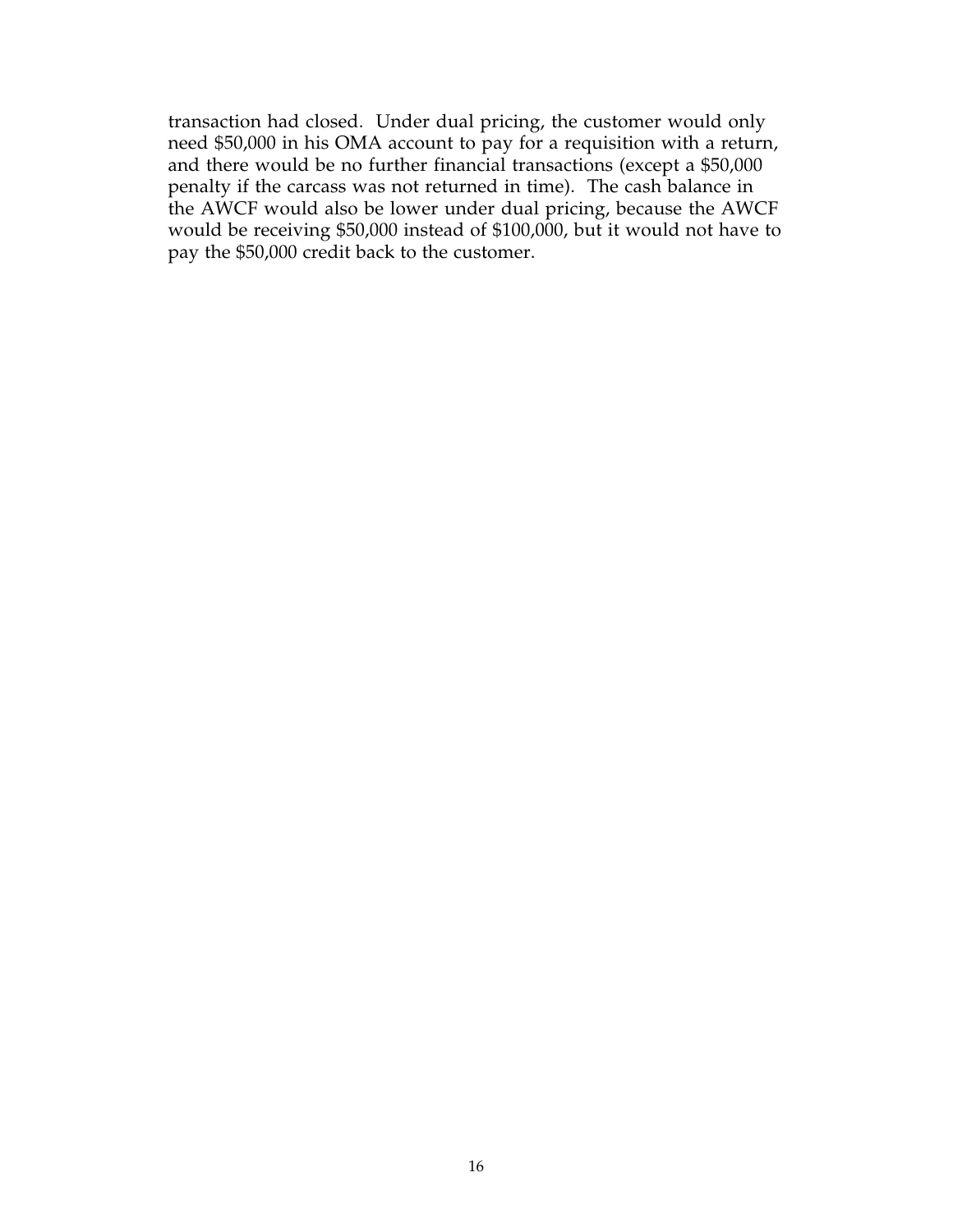transaction had closed. Under dual pricing, the customer would only need $50,000 in his OMA account to pay for a requisition with a return, and there would be no further financial transactions (except a $50,000 penalty if the carcass was not returned in time). The cash balance in the AWCF would also be lower under dual pricing, because the AWCF would be receiving $50,000 instead of $100,000, but it would not have to pay the $50,000 credit back to the customer.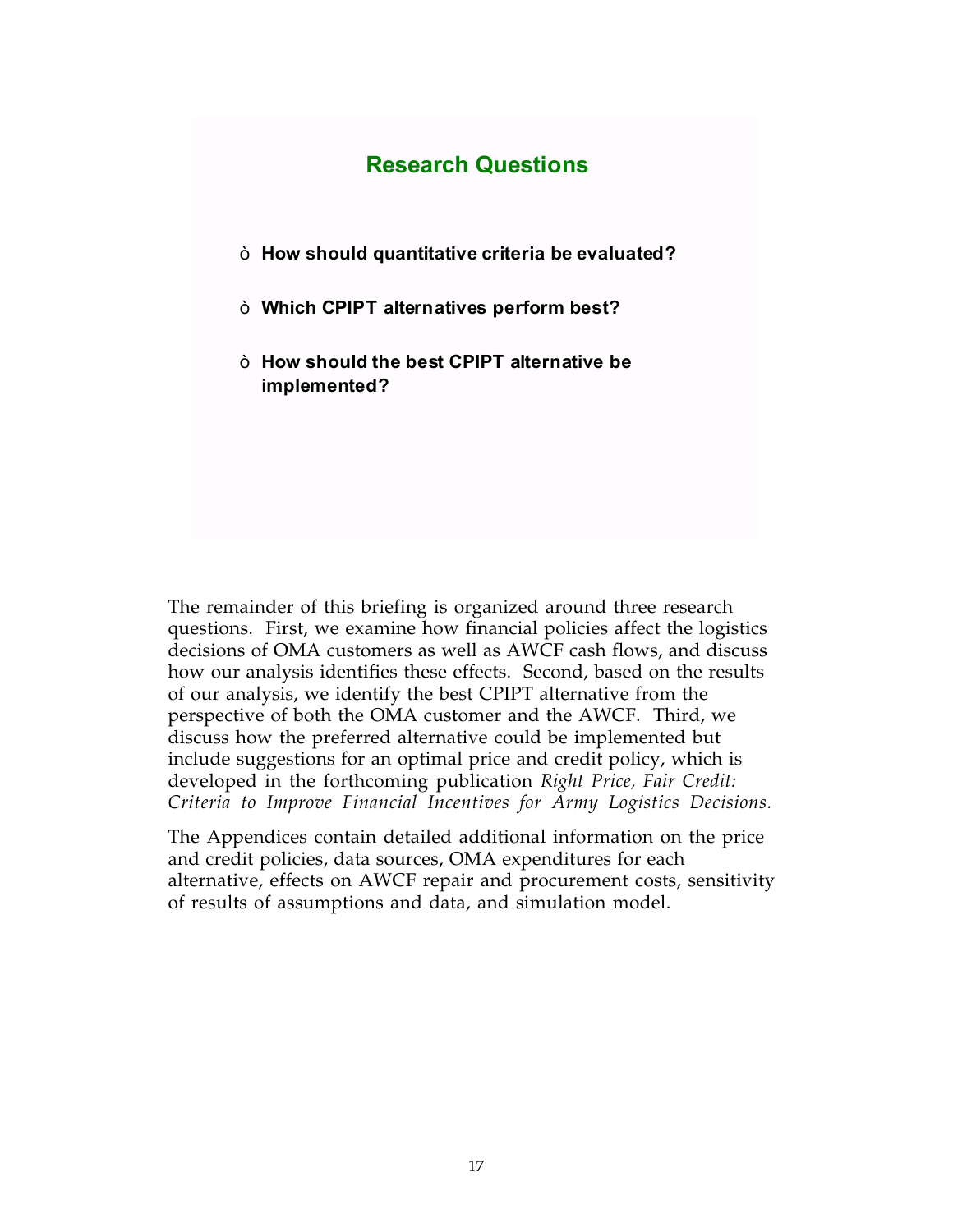## Research Questions

- **How should quantitative criteria be evaluated?**
- **Which CPIPT alternatives perform best?**
- **How should the best CPIPT alternative be implemented?**

The remainder of this briefing is organized around three research questions. First, we examine how financial policies affect the logistics decisions of OMA customers as well as AWCF cash flows, and discuss how our analysis identifies these effects. Second, based on the results of our analysis, we identify the best CPIPT alternative from the perspective of both the OMA customer and the AWCF. Third, we discuss how the preferred alternative could be implemented but include suggestions for an optimal price and credit policy, which is developed in the forthcoming publication *Right Price, Fair Credit: Criteria to Improve Financial Incentives for Army Logistics Decisions.*

The Appendices contain detailed additional information on the price and credit policies, data sources, OMA expenditures for each alternative, effects on AWCF repair and procurement costs, sensitivity of results of assumptions and data, and simulation model.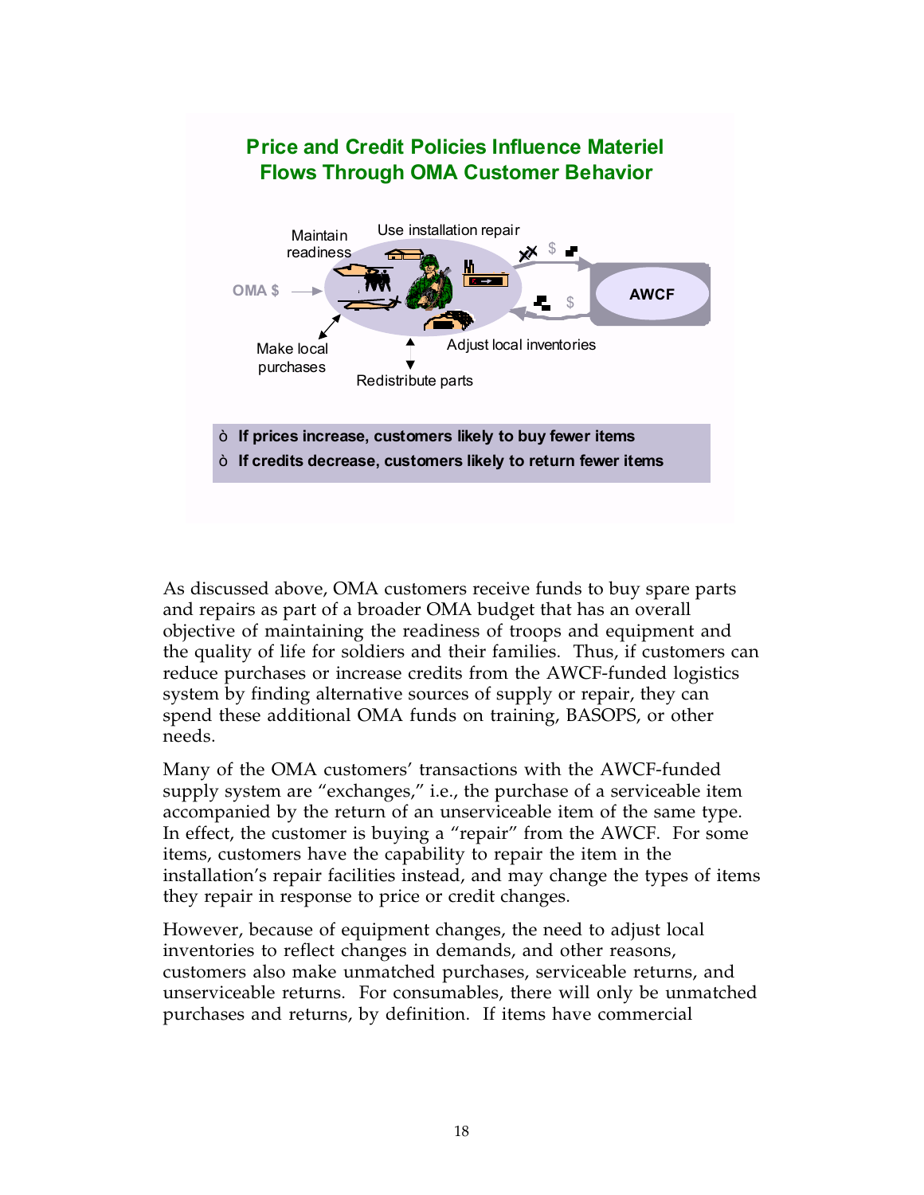## Price and Credit Policies Influence Materiel Flows Through OMA Customer Behavior

Maintain readiness

Use installation repair

OMA $

AWCF

Make local purchases

Adjust local inventories

Redistribute parts

- If prices increase, customers likely to buy fewer items
- If credits decrease, customers likely to return fewer items

As discussed above, OMA customers receive funds to buy spare parts and repairs as part of a broader OMA budget that has an overall objective of maintaining the readiness of troops and equipment and the quality of life for soldiers and their families. Thus, if customers can reduce purchases or increase credits from the AWCF-funded logistics system by finding alternative sources of supply or repair, they can spend these additional OMA funds on training, BASOPS, or other needs.

Many of the OMA customers' transactions with the AWCF-funded supply system are "exchanges," i.e., the purchase of a serviceable item accompanied by the return of an unserviceable item of the same type. In effect, the customer is buying a "repair" from the AWCF. For some items, customers have the capability to repair the item in the installation's repair facilities instead, and may change the types of items they repair in response to price or credit changes.

However, because of equipment changes, the need to adjust local inventories to reflect changes in demands, and other reasons, customers also make unmatched purchases, serviceable returns, and unserviceable returns. For consumables, there will only be unmatched purchases and returns, by definition. If items have commercial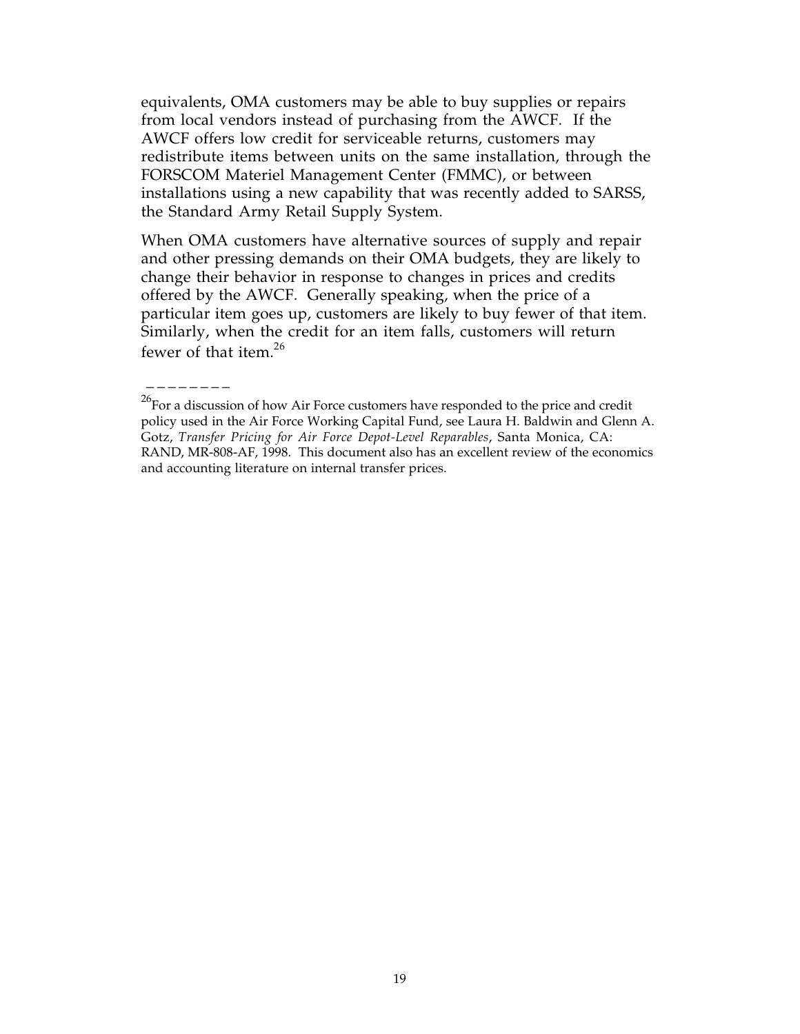equivalents, OMA customers may be able to buy supplies or repairs from local vendors instead of purchasing from the AWCF. If the AWCF offers low credit for serviceable returns, customers may redistribute items between units on the same installation, through the FORSCOM Materiel Management Center (FMMC), or between installations using a new capability that was recently added to SARSS, the Standard Army Retail Supply System.

When OMA customers have alternative sources of supply and repair and other pressing demands on their OMA budgets, they are likely to change their behavior in response to changes in prices and credits offered by the AWCF. Generally speaking, when the price of a particular item goes up, customers are likely to buy fewer of that item. Similarly, when the credit for an item falls, customers will return fewer of that item.[26]

________

[26]For a discussion of how Air Force customers have responded to the price and credit policy used in the Air Force Working Capital Fund, see Laura H. Baldwin and Glenn A. Gotz, *Transfer Pricing for Air Force Depot-Level Reparables*, Santa Monica, CA: RAND, MR-808-AF, 1998. This document also has an excellent review of the economics and accounting literature on internal transfer prices.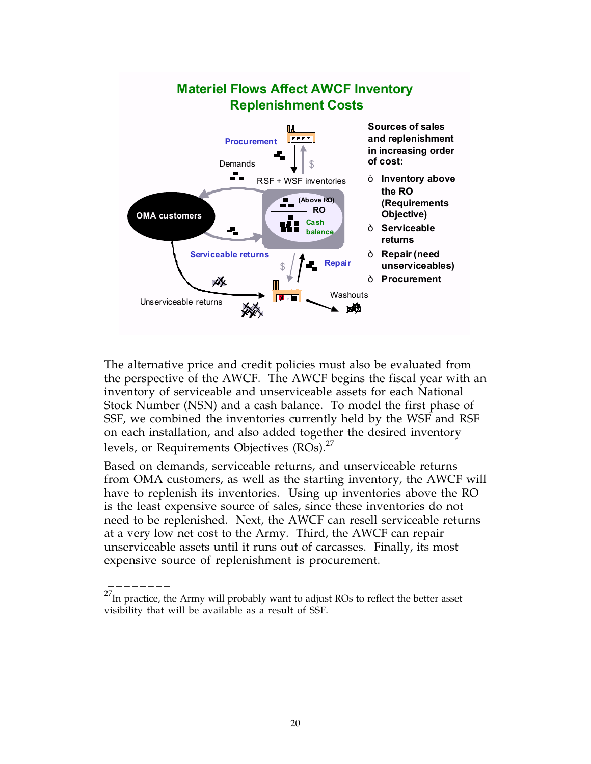## Materiel Flows Affect AWCF Inventory Replenishment Costs

Procurement

Demands

RSF + WSF inventories

(Above RO)

RO

Cash balance

OMA customers

Serviceable returns

Repair

Unserviceable returns

Washouts

**Sources of sales and replenishment in increasing order of cost:**

- **Inventory above the RO (Requirements Objective)**
- **Serviceable returns**
- **Repair (need unserviceables)**
- **Procurement**

The alternative price and credit policies must also be evaluated from the perspective of the AWCF. The AWCF begins the fiscal year with an inventory of serviceable and unserviceable assets for each National Stock Number (NSN) and a cash balance. To model the first phase of SSF, we combined the inventories currently held by the WSF and RSF on each installation, and also added together the desired inventory levels, or Requirements Objectives (ROs).[27]

Based on demands, serviceable returns, and unserviceable returns from OMA customers, as well as the starting inventory, the AWCF will have to replenish its inventories. Using up inventories above the RO is the least expensive source of sales, since these inventories do not need to be replenished. Next, the AWCF can resell serviceable returns at a very low net cost to the Army. Third, the AWCF can repair unserviceable assets until it runs out of carcasses. Finally, its most expensive source of replenishment is procurement.

---

[27]In practice, the Army will probably want to adjust ROs to reflect the better asset visibility that will be available as a result of SSF.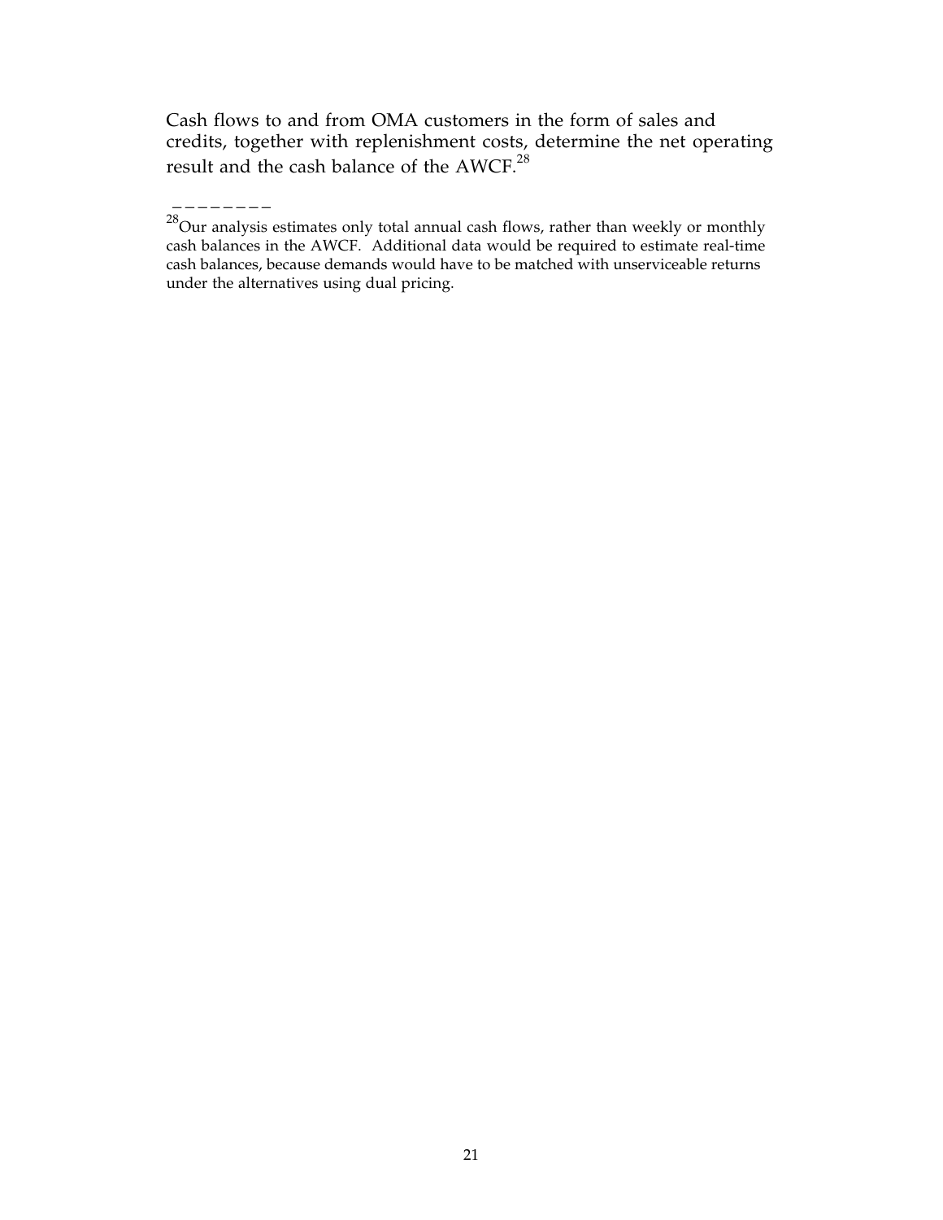Cash flows to and from OMA customers in the form of sales and credits, together with replenishment costs, determine the net operating result and the cash balance of the AWCF.[28]

---

[28]Our analysis estimates only total annual cash flows, rather than weekly or monthly cash balances in the AWCF. Additional data would be required to estimate real-time cash balances, because demands would have to be matched with unserviceable returns under the alternatives using dual pricing.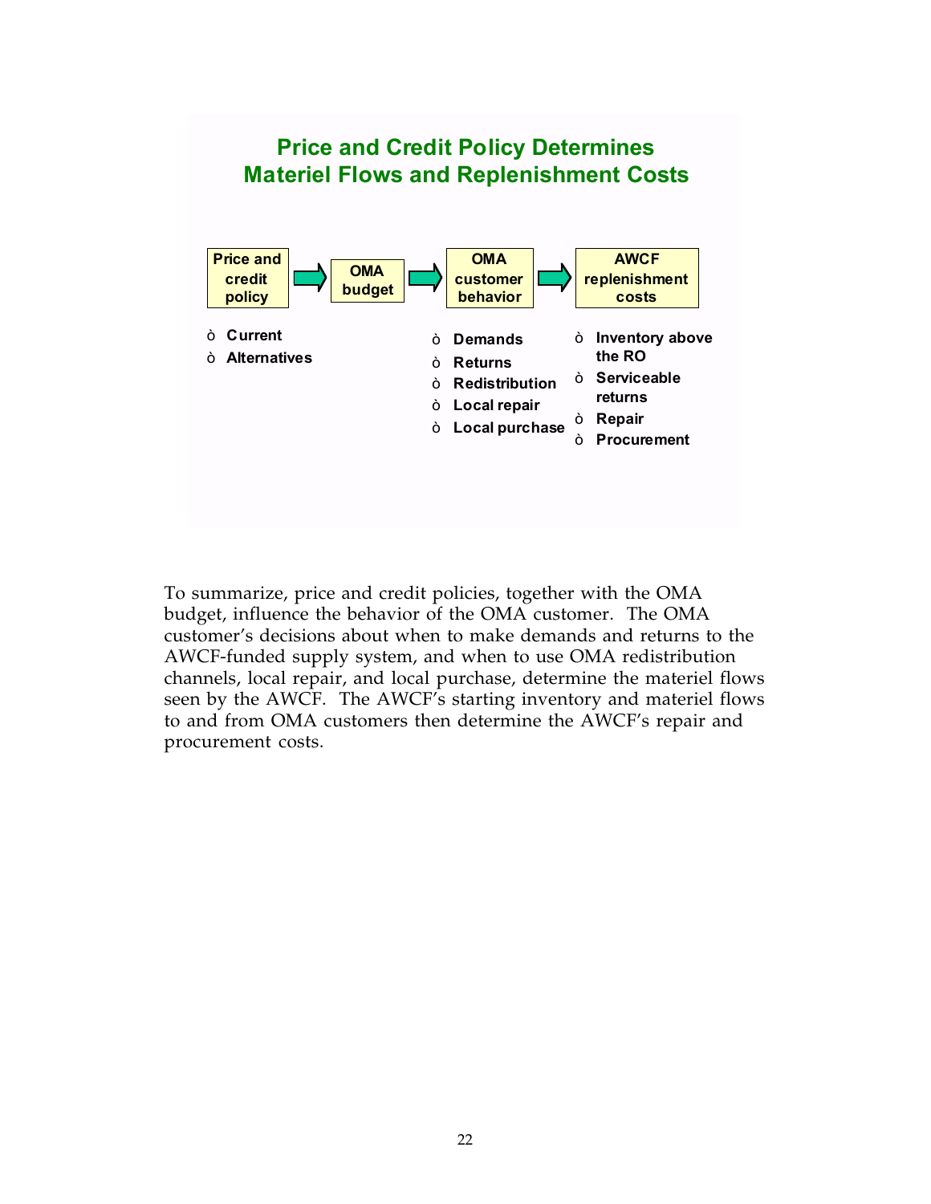## Price and Credit Policy Determines Materiel Flows and Replenishment Costs

**Price and credit policy** → **OMA budget** → **OMA customer behavior** → **AWCF replenishment costs**

**Price and credit policy**
- Current
- Alternatives

**OMA customer behavior**
- Demands
- Returns
- Redistribution
- Local repair
- Local purchase

**AWCF replenishment costs**
- Inventory above the RO
- Serviceable returns
- Repair
- Procurement

To summarize, price and credit policies, together with the OMA budget, influence the behavior of the OMA customer. The OMA customer's decisions about when to make demands and returns to the AWCF-funded supply system, and when to use OMA redistribution channels, local repair, and local purchase, determine the materiel flows seen by the AWCF. The AWCF's starting inventory and materiel flows to and from OMA customers then determine the AWCF's repair and procurement costs.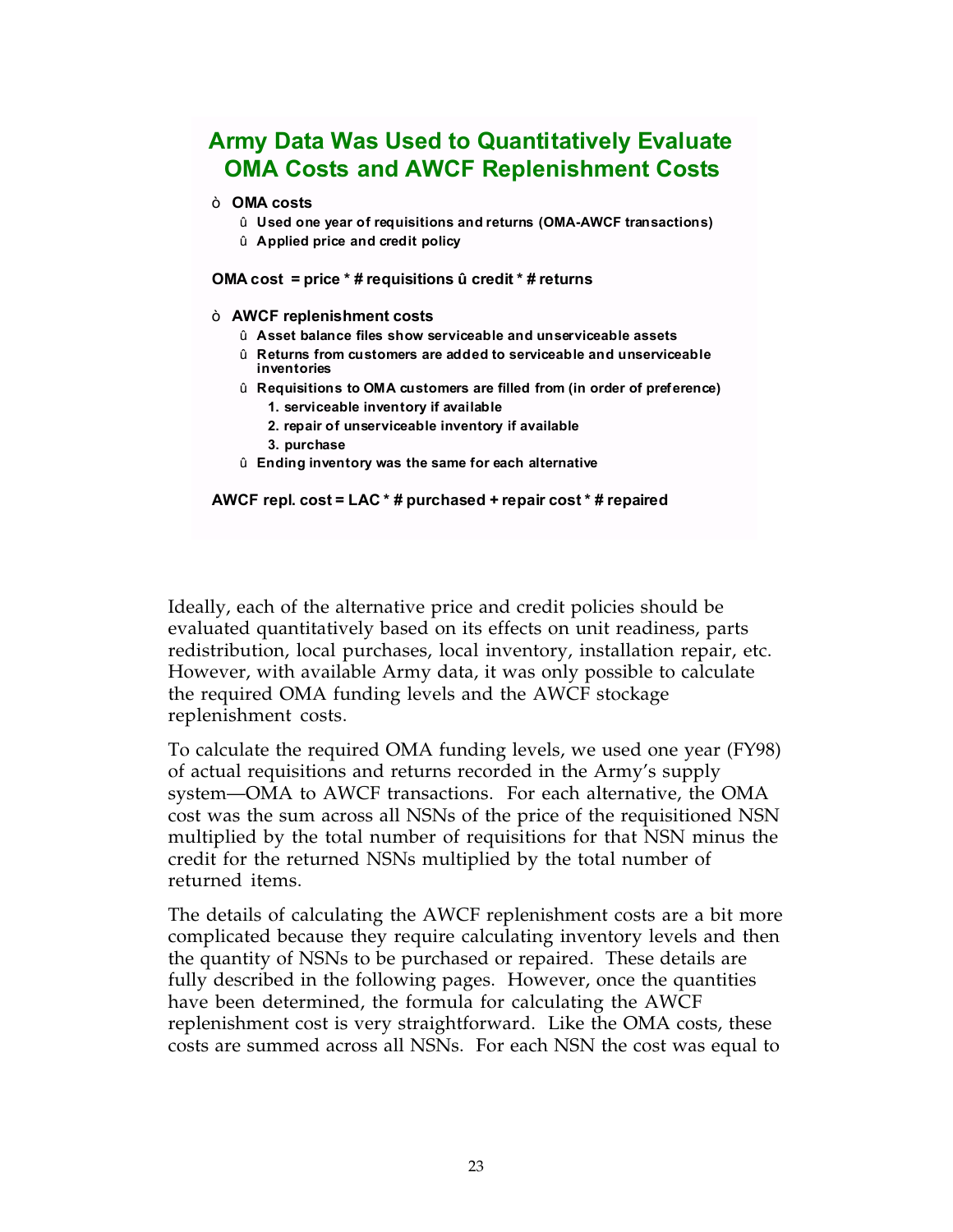## Army Data Was Used to Quantitatively Evaluate OMA Costs and AWCF Replenishment Costs

- **OMA costs**
  - **Used one year of requisitions and returns (OMA-AWCF transactions)**
  - **Applied price and credit policy**

**OMA cost = price * # requisitions – credit * # returns**

- **AWCF replenishment costs**
  - **Asset balance files show serviceable and unserviceable assets**
  - **Returns from customers are added to serviceable and unserviceable inventories**
  - **Requisitions to OMA customers are filled from (in order of preference)**
    1. **serviceable inventory if available**
    2. **repair of unserviceable inventory if available**
    3. **purchase**
  - **Ending inventory was the same for each alternative**

**AWCF repl. cost = LAC * # purchased + repair cost * # repaired**

Ideally, each of the alternative price and credit policies should be evaluated quantitatively based on its effects on unit readiness, parts redistribution, local purchases, local inventory, installation repair, etc. However, with available Army data, it was only possible to calculate the required OMA funding levels and the AWCF stockage replenishment costs.

To calculate the required OMA funding levels, we used one year (FY98) of actual requisitions and returns recorded in the Army's supply system—OMA to AWCF transactions. For each alternative, the OMA cost was the sum across all NSNs of the price of the requisitioned NSN multiplied by the total number of requisitions for that NSN minus the credit for the returned NSNs multiplied by the total number of returned items.

The details of calculating the AWCF replenishment costs are a bit more complicated because they require calculating inventory levels and then the quantity of NSNs to be purchased or repaired. These details are fully described in the following pages. However, once the quantities have been determined, the formula for calculating the AWCF replenishment cost is very straightforward. Like the OMA costs, these costs are summed across all NSNs. For each NSN the cost was equal to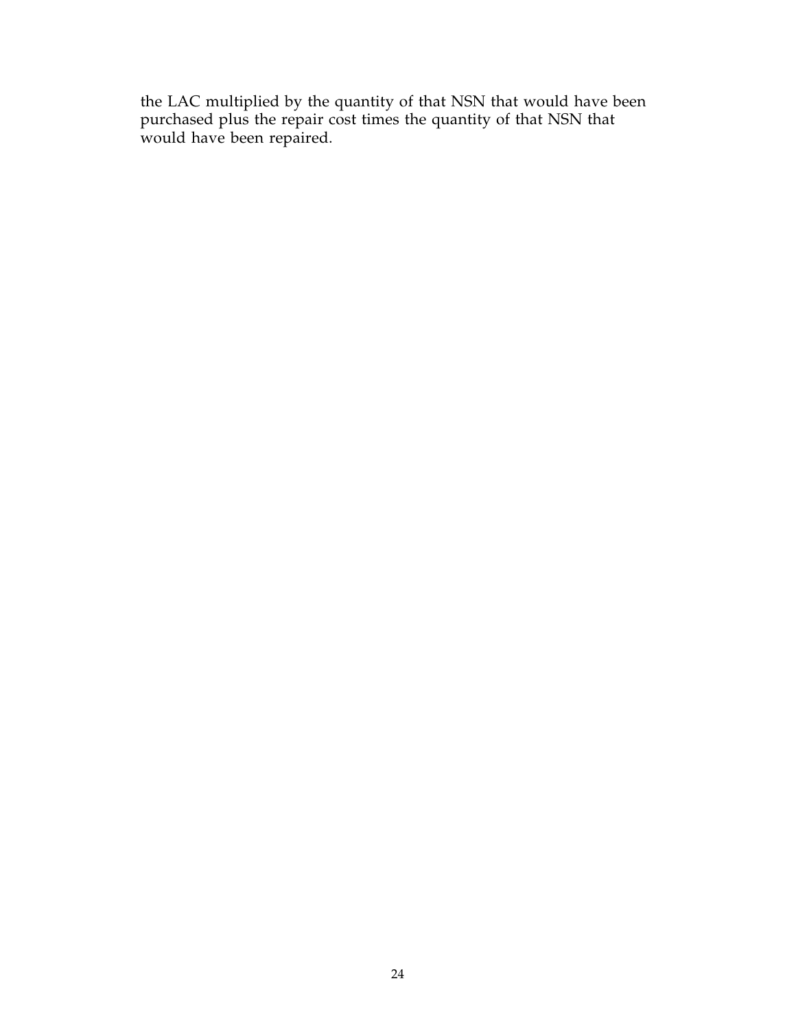the LAC multiplied by the quantity of that NSN that would have been purchased plus the repair cost times the quantity of that NSN that would have been repaired.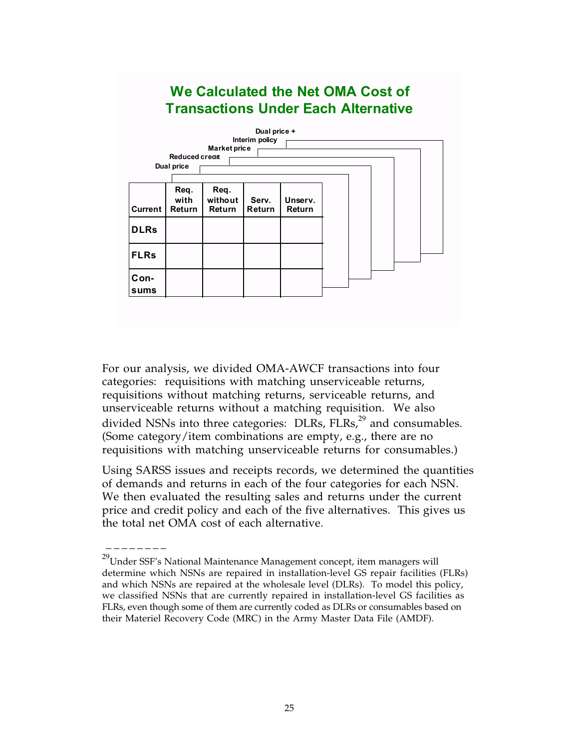## We Calculated the Net OMA Cost of Transactions Under Each Alternative

Dual price +
Interim policy
Market price
Reduced credit
Dual price

| Current | Req. with Return | Req. without Return | Serv. Return | Unserv. Return |
|---|---|---|---|---|
| DLRs | | | | |
| FLRs | | | | |
| Con-sums | | | | |

For our analysis, we divided OMA-AWCF transactions into four categories: requisitions with matching unserviceable returns, requisitions without matching returns, serviceable returns, and unserviceable returns without a matching requisition. We also divided NSNs into three categories: DLRs, FLRs,[29] and consumables. (Some category/item combinations are empty, e.g., there are no requisitions with matching unserviceable returns for consumables.)

Using SARSS issues and receipts records, we determined the quantities of demands and returns in each of the four categories for each NSN. We then evaluated the resulting sales and returns under the current price and credit policy and each of the five alternatives. This gives us the total net OMA cost of each alternative.

---

[29]Under SSF's National Maintenance Management concept, item managers will determine which NSNs are repaired in installation-level GS repair facilities (FLRs) and which NSNs are repaired at the wholesale level (DLRs). To model this policy, we classified NSNs that are currently repaired in installation-level GS facilities as FLRs, even though some of them are currently coded as DLRs or consumables based on their Materiel Recovery Code (MRC) in the Army Master Data File (AMDF).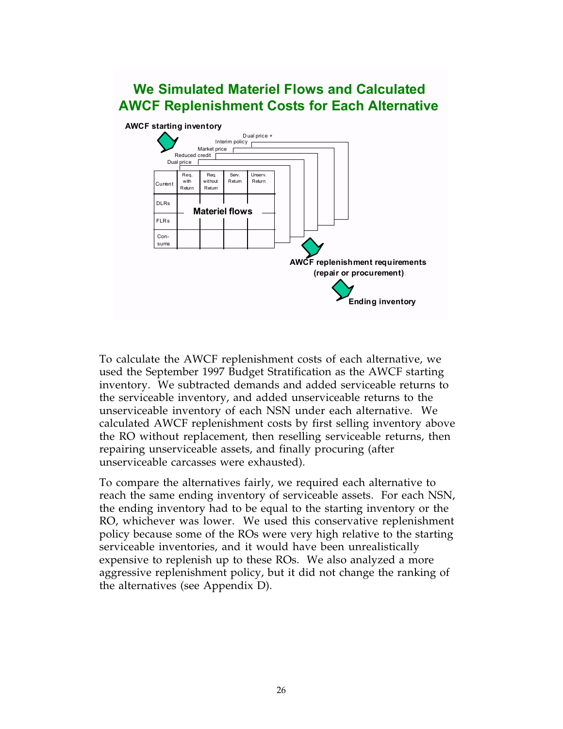## We Simulated Materiel Flows and Calculated AWCF Replenishment Costs for Each Alternative

**AWCF starting inventory**

Dual price + Interim policy

Market price

Reduced credit

Dual price

| Current | Req. with Return | Req. without Return | Serv. Return | Unserv. Return |
|---|---|---|---|---|
| DLRs | | | | |
| FLRs | | | | |
| Con-sums | | | | |

**Materiel flows**

**AWCF replenishment requirements (repair or procurement)**

**Ending inventory**

To calculate the AWCF replenishment costs of each alternative, we used the September 1997 Budget Stratification as the AWCF starting inventory. We subtracted demands and added serviceable returns to the serviceable inventory, and added unserviceable returns to the unserviceable inventory of each NSN under each alternative. We calculated AWCF replenishment costs by first selling inventory above the RO without replacement, then reselling serviceable returns, then repairing unserviceable assets, and finally procuring (after unserviceable carcasses were exhausted).

To compare the alternatives fairly, we required each alternative to reach the same ending inventory of serviceable assets. For each NSN, the ending inventory had to be equal to the starting inventory or the RO, whichever was lower. We used this conservative replenishment policy because some of the ROs were very high relative to the starting serviceable inventories, and it would have been unrealistically expensive to replenish up to these ROs. We also analyzed a more aggressive replenishment policy, but it did not change the ranking of the alternatives (see Appendix D).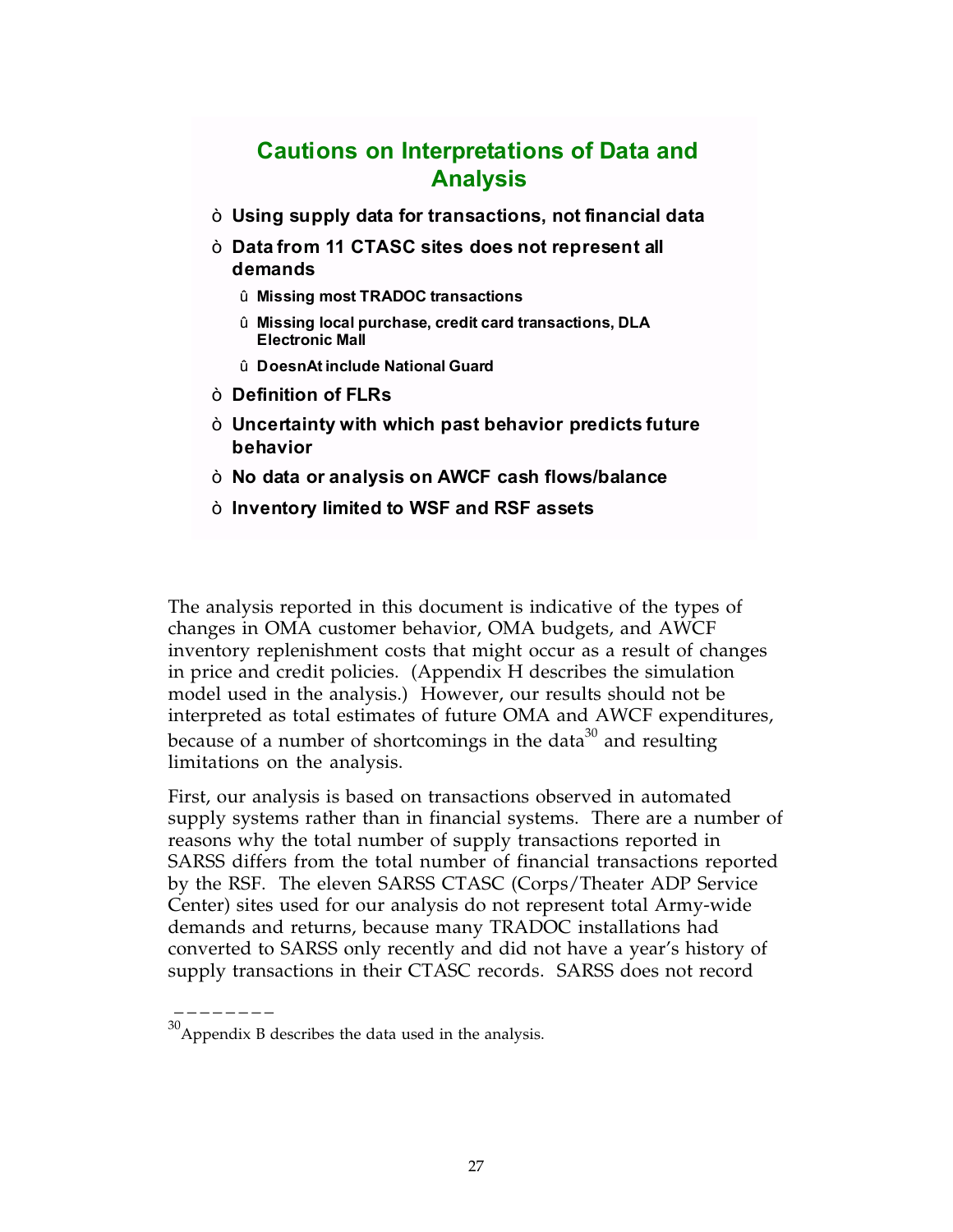## Cautions on Interpretations of Data and Analysis

- **Using supply data for transactions, not financial data**
- **Data from 11 CTASC sites does not represent all demands**
  - **Missing most TRADOC transactions**
  - **Missing local purchase, credit card transactions, DLA Electronic Mall**
  - **Doesn't include National Guard**
- **Definition of FLRs**
- **Uncertainty with which past behavior predicts future behavior**
- **No data or analysis on AWCF cash flows/balance**
- **Inventory limited to WSF and RSF assets**

The analysis reported in this document is indicative of the types of changes in OMA customer behavior, OMA budgets, and AWCF inventory replenishment costs that might occur as a result of changes in price and credit policies. (Appendix H describes the simulation model used in the analysis.) However, our results should not be interpreted as total estimates of future OMA and AWCF expenditures, because of a number of shortcomings in the data[30] and resulting limitations on the analysis.

First, our analysis is based on transactions observed in automated supply systems rather than in financial systems. There are a number of reasons why the total number of supply transactions reported in SARSS differs from the total number of financial transactions reported by the RSF. The eleven SARSS CTASC (Corps/Theater ADP Service Center) sites used for our analysis do not represent total Army-wide demands and returns, because many TRADOC installations had converted to SARSS only recently and did not have a year's history of supply transactions in their CTASC records. SARSS does not record

---

[30] Appendix B describes the data used in the analysis.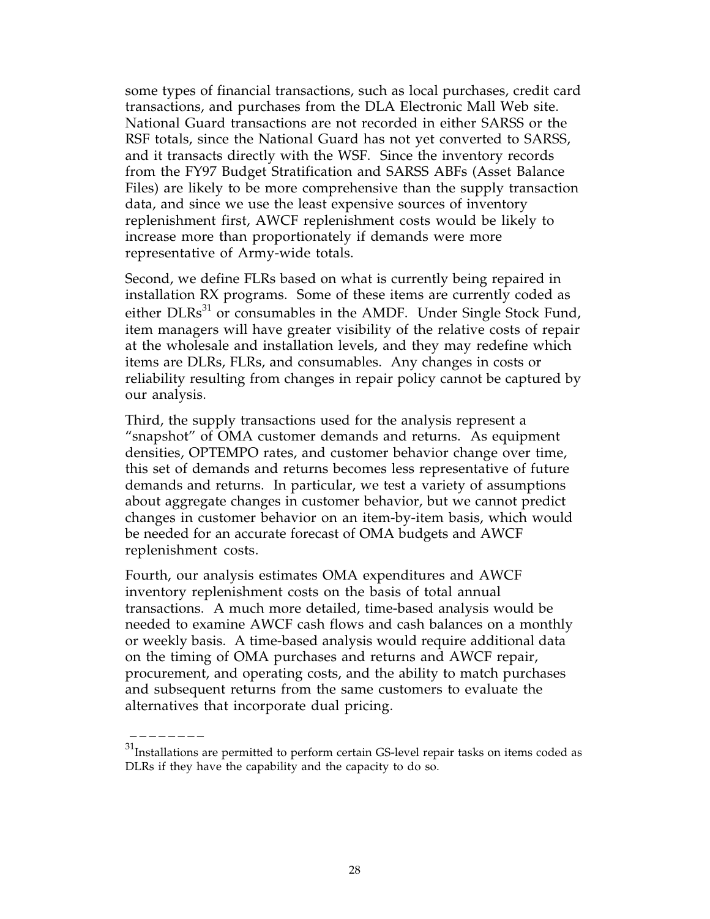some types of financial transactions, such as local purchases, credit card transactions, and purchases from the DLA Electronic Mall Web site. National Guard transactions are not recorded in either SARSS or the RSF totals, since the National Guard has not yet converted to SARSS, and it transacts directly with the WSF. Since the inventory records from the FY97 Budget Stratification and SARSS ABFs (Asset Balance Files) are likely to be more comprehensive than the supply transaction data, and since we use the least expensive sources of inventory replenishment first, AWCF replenishment costs would be likely to increase more than proportionately if demands were more representative of Army-wide totals.

Second, we define FLRs based on what is currently being repaired in installation RX programs. Some of these items are currently coded as either DLRs[31] or consumables in the AMDF. Under Single Stock Fund, item managers will have greater visibility of the relative costs of repair at the wholesale and installation levels, and they may redefine which items are DLRs, FLRs, and consumables. Any changes in costs or reliability resulting from changes in repair policy cannot be captured by our analysis.

Third, the supply transactions used for the analysis represent a "snapshot" of OMA customer demands and returns. As equipment densities, OPTEMPO rates, and customer behavior change over time, this set of demands and returns becomes less representative of future demands and returns. In particular, we test a variety of assumptions about aggregate changes in customer behavior, but we cannot predict changes in customer behavior on an item-by-item basis, which would be needed for an accurate forecast of OMA budgets and AWCF replenishment costs.

Fourth, our analysis estimates OMA expenditures and AWCF inventory replenishment costs on the basis of total annual transactions. A much more detailed, time-based analysis would be needed to examine AWCF cash flows and cash balances on a monthly or weekly basis. A time-based analysis would require additional data on the timing of OMA purchases and returns and AWCF repair, procurement, and operating costs, and the ability to match purchases and subsequent returns from the same customers to evaluate the alternatives that incorporate dual pricing.

---

[31] Installations are permitted to perform certain GS-level repair tasks on items coded as DLRs if they have the capability and the capacity to do so.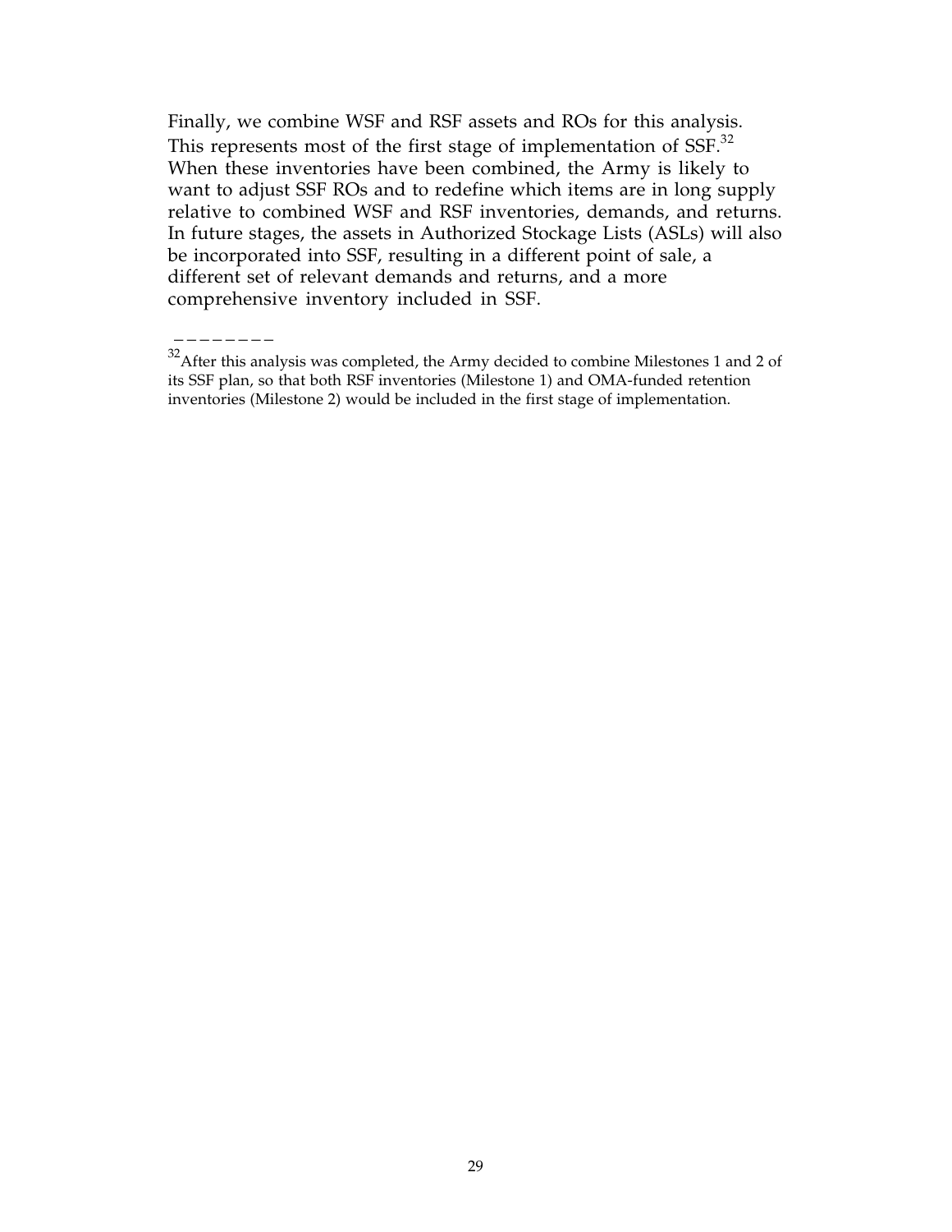Finally, we combine WSF and RSF assets and ROs for this analysis. This represents most of the first stage of implementation of SSF.[32] When these inventories have been combined, the Army is likely to want to adjust SSF ROs and to redefine which items are in long supply relative to combined WSF and RSF inventories, demands, and returns. In future stages, the assets in Authorized Stockage Lists (ASLs) will also be incorporated into SSF, resulting in a different point of sale, a different set of relevant demands and returns, and a more comprehensive inventory included in SSF.

---

[32]After this analysis was completed, the Army decided to combine Milestones 1 and 2 of its SSF plan, so that both RSF inventories (Milestone 1) and OMA-funded retention inventories (Milestone 2) would be included in the first stage of implementation.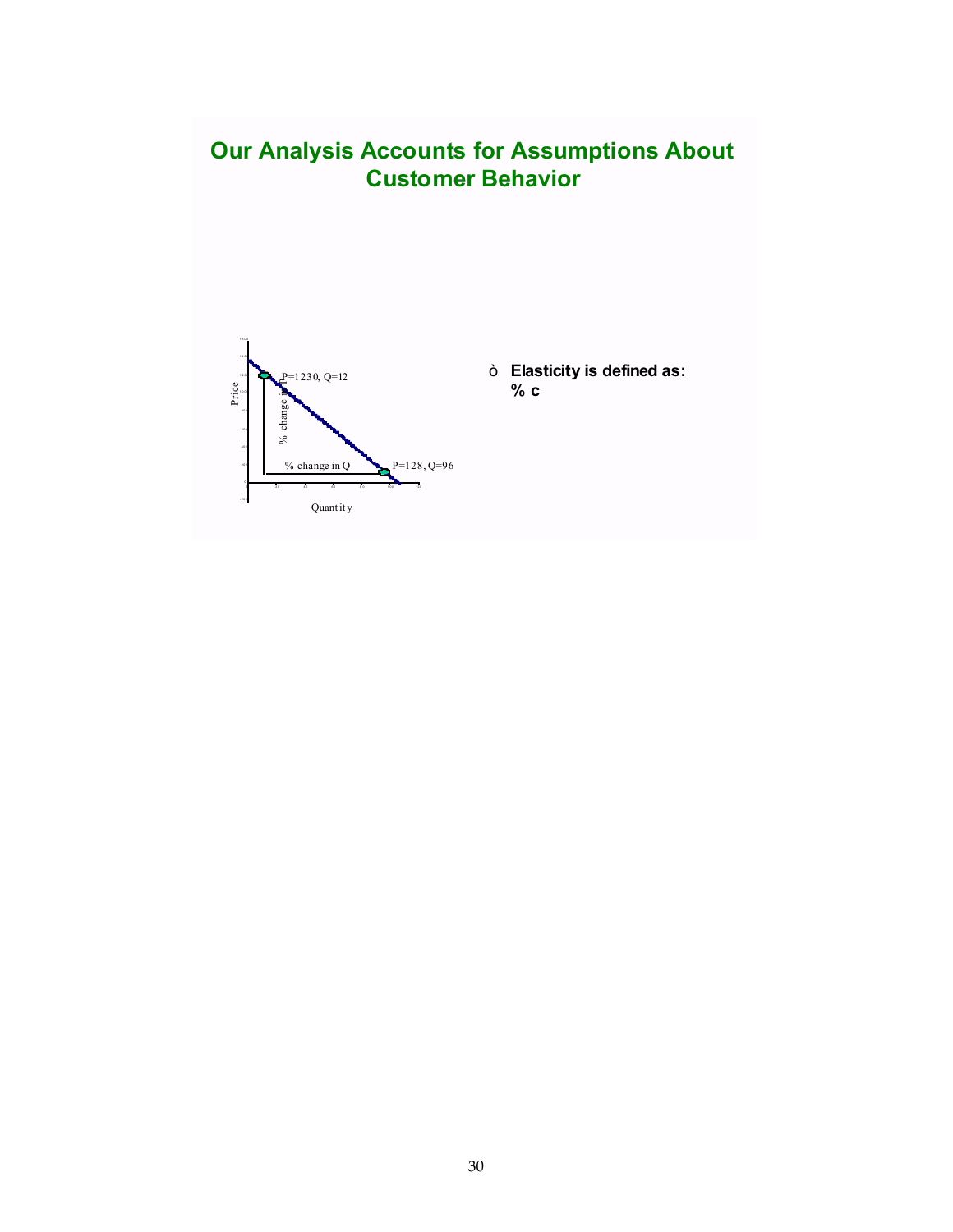# Our Analysis Accounts for Assumptions About Customer Behavior

Price

P=1230, Q=12

% change in P

% change in Q

P=128, Q=96

Quantity

- Elasticity is defined as:
  **% c**